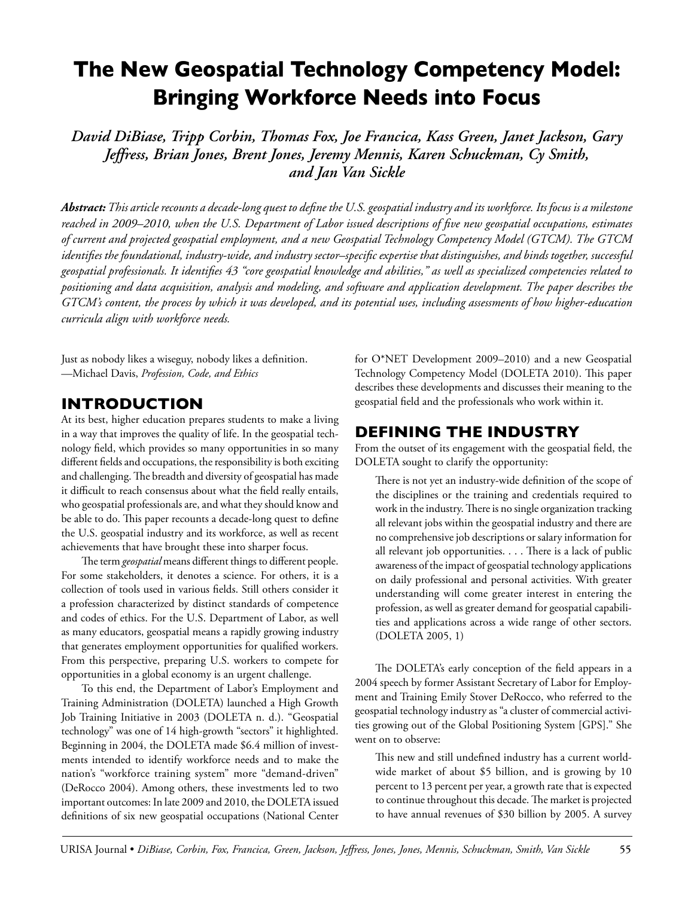# The New Geospatial Technology Competency Model: Bringing Workforce Needs into Focus

*David DiBiase, Tripp Corbin, Thomas Fox, Joe Francica, Kass Green, Janet Jackson, Gary Jeffress, Brian Jones, Brent Jones, Jeremy Mennis, Karen Schuckman, Cy Smith, and Jan Van Sickle*

***Abstract:*** *This article recounts a decade-long quest to define the U.S. geospatial industry and its workforce. Its focus is a milestone reached in 2009–2010, when the U.S. Department of Labor issued descriptions of five new geospatial occupations, estimates of current and projected geospatial employment, and a new Geospatial Technology Competency Model (GTCM). The GTCM identifies the foundational, industry-wide, and industry sector–specific expertise that distinguishes, and binds together, successful geospatial professionals. It identifies 43 "core geospatial knowledge and abilities," as well as specialized competencies related to positioning and data acquisition, analysis and modeling, and software and application development. The paper describes the GTCM's content, the process by which it was developed, and its potential uses, including assessments of how higher-education curricula align with workforce needs.*

Just as nobody likes a wiseguy, nobody likes a definition.
—Michael Davis, *Profession, Code, and Ethics*

## INTRODUCTION

At its best, higher education prepares students to make a living in a way that improves the quality of life. In the geospatial technology field, which provides so many opportunities in so many different fields and occupations, the responsibility is both exciting and challenging. The breadth and diversity of geospatial has made it difficult to reach consensus about what the field really entails, who geospatial professionals are, and what they should know and be able to do. This paper recounts a decade-long quest to define the U.S. geospatial industry and its workforce, as well as recent achievements that have brought these into sharper focus.

The term *geospatial* means different things to different people. For some stakeholders, it denotes a science. For others, it is a collection of tools used in various fields. Still others consider it a profession characterized by distinct standards of competence and codes of ethics. For the U.S. Department of Labor, as well as many educators, geospatial means a rapidly growing industry that generates employment opportunities for qualified workers. From this perspective, preparing U.S. workers to compete for opportunities in a global economy is an urgent challenge.

To this end, the Department of Labor's Employment and Training Administration (DOLETA) launched a High Growth Job Training Initiative in 2003 (DOLETA n. d.). "Geospatial technology" was one of 14 high-growth "sectors" it highlighted. Beginning in 2004, the DOLETA made $6.4 million of investments intended to identify workforce needs and to make the nation's "workforce training system" more "demand-driven" (DeRocco 2004). Among others, these investments led to two important outcomes: In late 2009 and 2010, the DOLETA issued definitions of six new geospatial occupations (National Center for O*NET Development 2009–2010) and a new Geospatial Technology Competency Model (DOLETA 2010). This paper describes these developments and discusses their meaning to the geospatial field and the professionals who work within it.

## DEFINING THE INDUSTRY

From the outset of its engagement with the geospatial field, the DOLETA sought to clarify the opportunity:

> There is not yet an industry-wide definition of the scope of the disciplines or the training and credentials required to work in the industry. There is no single organization tracking all relevant jobs within the geospatial industry and there are no comprehensive job descriptions or salary information for all relevant job opportunities. . . . There is a lack of public awareness of the impact of geospatial technology applications on daily professional and personal activities. With greater understanding will come greater interest in entering the profession, as well as greater demand for geospatial capabilities and applications across a wide range of other sectors. (DOLETA 2005, 1)

The DOLETA's early conception of the field appears in a 2004 speech by former Assistant Secretary of Labor for Employment and Training Emily Stover DeRocco, who referred to the geospatial technology industry as "a cluster of commercial activities growing out of the Global Positioning System [GPS]." She went on to observe:

> This new and still undefined industry has a current worldwide market of about $5 billion, and is growing by 10 percent to 13 percent per year, a growth rate that is expected to continue throughout this decade. The market is projected to have annual revenues of $30 billion by 2005. A survey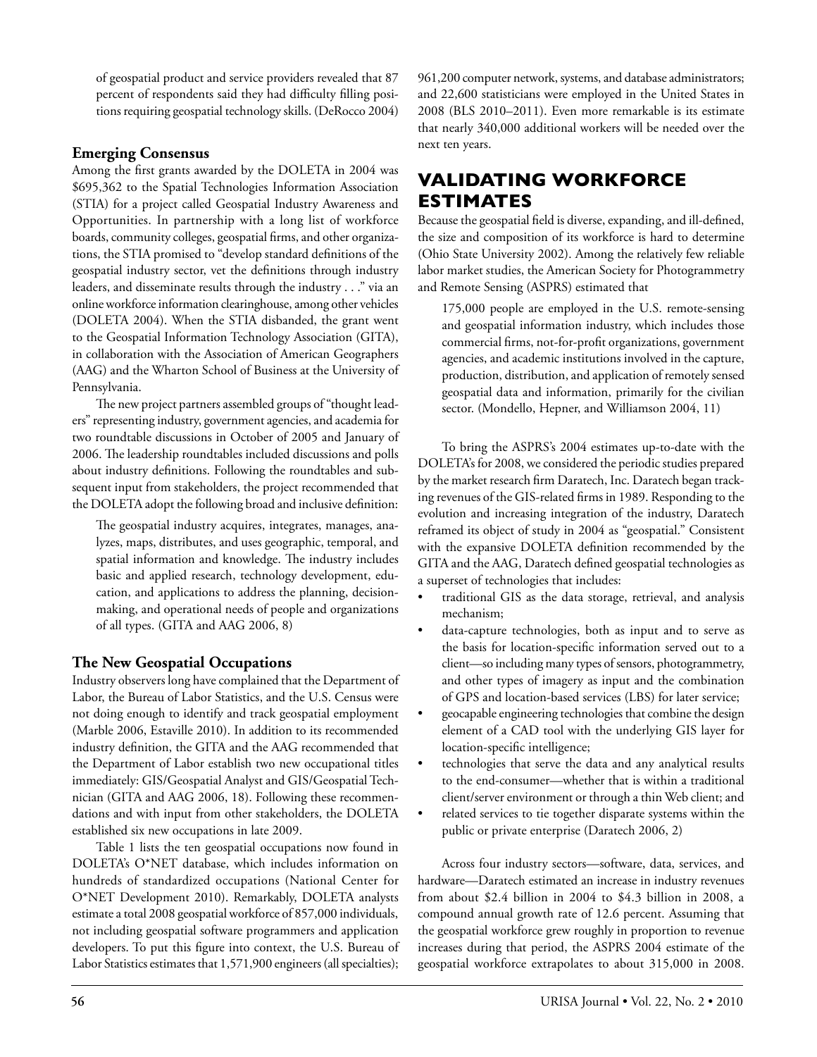of geospatial product and service providers revealed that 87 percent of respondents said they had difficulty filling positions requiring geospatial technology skills. (DeRocco 2004)

### Emerging Consensus

Among the first grants awarded by the DOLETA in 2004 was $695,362 to the Spatial Technologies Information Association (STIA) for a project called Geospatial Industry Awareness and Opportunities. In partnership with a long list of workforce boards, community colleges, geospatial firms, and other organizations, the STIA promised to "develop standard definitions of the geospatial industry sector, vet the definitions through industry leaders, and disseminate results through the industry . . ." via an online workforce information clearinghouse, among other vehicles (DOLETA 2004). When the STIA disbanded, the grant went to the Geospatial Information Technology Association (GITA), in collaboration with the Association of American Geographers (AAG) and the Wharton School of Business at the University of Pennsylvania.

The new project partners assembled groups of "thought leaders" representing industry, government agencies, and academia for two roundtable discussions in October of 2005 and January of 2006. The leadership roundtables included discussions and polls about industry definitions. Following the roundtables and subsequent input from stakeholders, the project recommended that the DOLETA adopt the following broad and inclusive definition:

> The geospatial industry acquires, integrates, manages, analyzes, maps, distributes, and uses geographic, temporal, and spatial information and knowledge. The industry includes basic and applied research, technology development, education, and applications to address the planning, decision-making, and operational needs of people and organizations of all types. (GITA and AAG 2006, 8)

### The New Geospatial Occupations

Industry observers long have complained that the Department of Labor, the Bureau of Labor Statistics, and the U.S. Census were not doing enough to identify and track geospatial employment (Marble 2006, Estaville 2010). In addition to its recommended industry definition, the GITA and the AAG recommended that the Department of Labor establish two new occupational titles immediately: GIS/Geospatial Analyst and GIS/Geospatial Technician (GITA and AAG 2006, 18). Following these recommendations and with input from other stakeholders, the DOLETA established six new occupations in late 2009.

Table 1 lists the ten geospatial occupations now found in DOLETA's O*NET database, which includes information on hundreds of standardized occupations (National Center for O*NET Development 2010). Remarkably, DOLETA analysts estimate a total 2008 geospatial workforce of 857,000 individuals, not including geospatial software programmers and application developers. To put this figure into context, the U.S. Bureau of Labor Statistics estimates that 1,571,900 engineers (all specialties); 961,200 computer network, systems, and database administrators; and 22,600 statisticians were employed in the United States in 2008 (BLS 2010–2011). Even more remarkable is its estimate that nearly 340,000 additional workers will be needed over the next ten years.

## VALIDATING WORKFORCE ESTIMATES

Because the geospatial field is diverse, expanding, and ill-defined, the size and composition of its workforce is hard to determine (Ohio State University 2002). Among the relatively few reliable labor market studies, the American Society for Photogrammetry and Remote Sensing (ASPRS) estimated that

> 175,000 people are employed in the U.S. remote-sensing and geospatial information industry, which includes those commercial firms, not-for-profit organizations, government agencies, and academic institutions involved in the capture, production, distribution, and application of remotely sensed geospatial data and information, primarily for the civilian sector. (Mondello, Hepner, and Williamson 2004, 11)

To bring the ASPRS's 2004 estimates up-to-date with the DOLETA's for 2008, we considered the periodic studies prepared by the market research firm Daratech, Inc. Daratech began tracking revenues of the GIS-related firms in 1989. Responding to the evolution and increasing integration of the industry, Daratech reframed its object of study in 2004 as "geospatial." Consistent with the expansive DOLETA definition recommended by the GITA and the AAG, Daratech defined geospatial technologies as a superset of technologies that includes:

- traditional GIS as the data storage, retrieval, and analysis mechanism;
- data-capture technologies, both as input and to serve as the basis for location-specific information served out to a client—so including many types of sensors, photogrammetry, and other types of imagery as input and the combination of GPS and location-based services (LBS) for later service;
- geocapable engineering technologies that combine the design element of a CAD tool with the underlying GIS layer for location-specific intelligence;
- technologies that serve the data and any analytical results to the end-consumer—whether that is within a traditional client/server environment or through a thin Web client; and
- related services to tie together disparate systems within the public or private enterprise (Daratech 2006, 2)

Across four industry sectors—software, data, services, and hardware—Daratech estimated an increase in industry revenues from about $2.4 billion in 2004 to $4.3 billion in 2008, a compound annual growth rate of 12.6 percent. Assuming that the geospatial workforce grew roughly in proportion to revenue increases during that period, the ASPRS 2004 estimate of the geospatial workforce extrapolates to about 315,000 in 2008.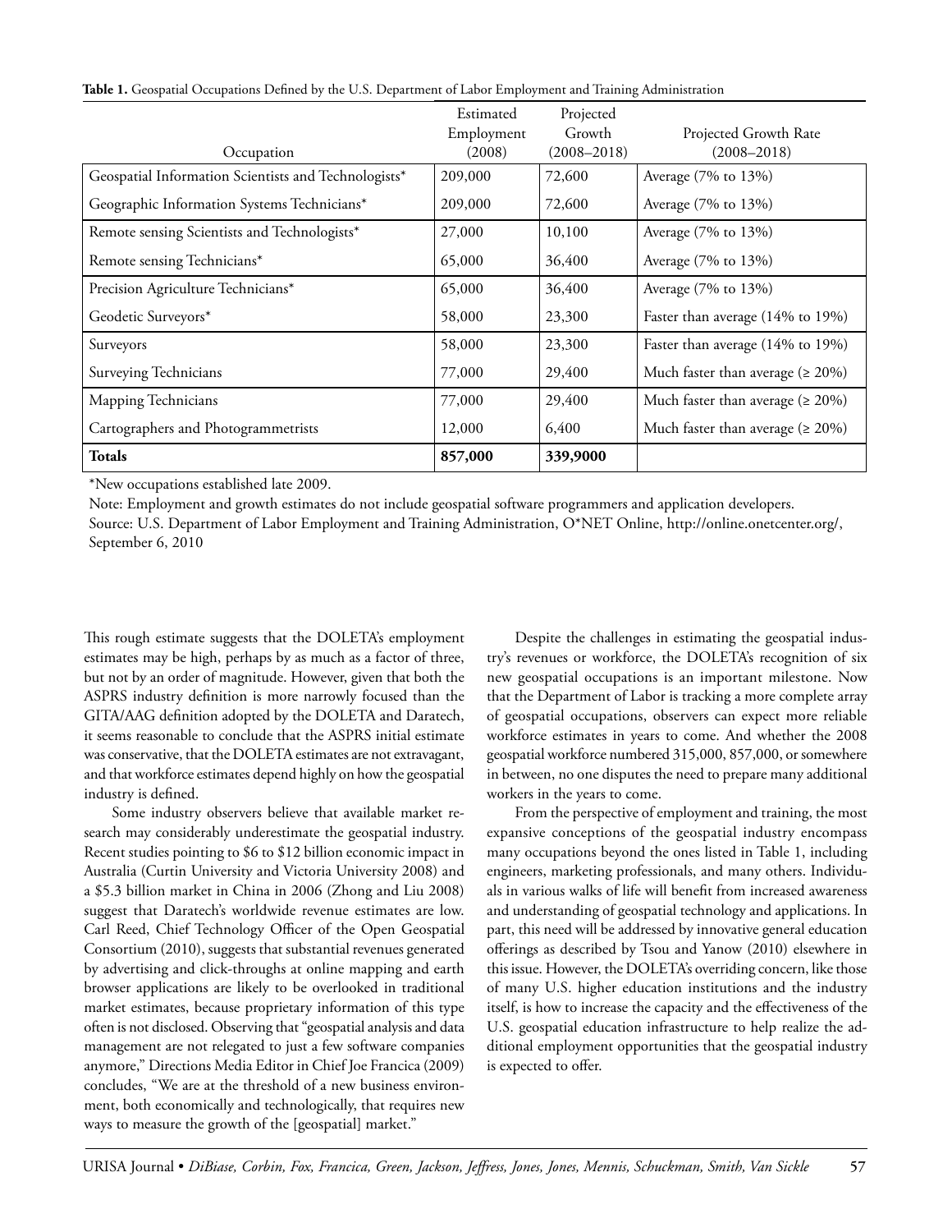**Table 1.** Geospatial Occupations Defined by the U.S. Department of Labor Employment and Training Administration

| Occupation | Estimated Employment (2008) | Projected Growth (2008–2018) | Projected Growth Rate (2008–2018) |
|---|---|---|---|
| Geospatial Information Scientists and Technologists* | 209,000 | 72,600 | Average (7% to 13%) |
| Geographic Information Systems Technicians* | 209,000 | 72,600 | Average (7% to 13%) |
| Remote sensing Scientists and Technologists* | 27,000 | 10,100 | Average (7% to 13%) |
| Remote sensing Technicians* | 65,000 | 36,400 | Average (7% to 13%) |
| Precision Agriculture Technicians* | 65,000 | 36,400 | Average (7% to 13%) |
| Geodetic Surveyors* | 58,000 | 23,300 | Faster than average (14% to 19%) |
| Surveyors | 58,000 | 23,300 | Faster than average (14% to 19%) |
| Surveying Technicians | 77,000 | 29,400 | Much faster than average (≥ 20%) |
| Mapping Technicians | 77,000 | 29,400 | Much faster than average (≥ 20%) |
| Cartographers and Photogrammetrists | 12,000 | 6,400 | Much faster than average (≥ 20%) |
| **Totals** | **857,000** | **339,9000** | |

*New occupations established late 2009.

Note: Employment and growth estimates do not include geospatial software programmers and application developers.

Source: U.S. Department of Labor Employment and Training Administration, O*NET Online, http://online.onetcenter.org/, September 6, 2010

This rough estimate suggests that the DOLETA's employment estimates may be high, perhaps by as much as a factor of three, but not by an order of magnitude. However, given that both the ASPRS industry definition is more narrowly focused than the GITA/AAG definition adopted by the DOLETA and Daratech, it seems reasonable to conclude that the ASPRS initial estimate was conservative, that the DOLETA estimates are not extravagant, and that workforce estimates depend highly on how the geospatial industry is defined.

Some industry observers believe that available market research may considerably underestimate the geospatial industry. Recent studies pointing to $6 to $12 billion economic impact in Australia (Curtin University and Victoria University 2008) and a $5.3 billion market in China in 2006 (Zhong and Liu 2008) suggest that Daratech's worldwide revenue estimates are low. Carl Reed, Chief Technology Officer of the Open Geospatial Consortium (2010), suggests that substantial revenues generated by advertising and click-throughs at online mapping and earth browser applications are likely to be overlooked in traditional market estimates, because proprietary information of this type often is not disclosed. Observing that "geospatial analysis and data management are not relegated to just a few software companies anymore," Directions Media Editor in Chief Joe Francica (2009) concludes, "We are at the threshold of a new business environment, both economically and technologically, that requires new ways to measure the growth of the [geospatial] market."

Despite the challenges in estimating the geospatial industry's revenues or workforce, the DOLETA's recognition of six new geospatial occupations is an important milestone. Now that the Department of Labor is tracking a more complete array of geospatial occupations, observers can expect more reliable workforce estimates in years to come. And whether the 2008 geospatial workforce numbered 315,000, 857,000, or somewhere in between, no one disputes the need to prepare many additional workers in the years to come.

From the perspective of employment and training, the most expansive conceptions of the geospatial industry encompass many occupations beyond the ones listed in Table 1, including engineers, marketing professionals, and many others. Individuals in various walks of life will benefit from increased awareness and understanding of geospatial technology and applications. In part, this need will be addressed by innovative general education offerings as described by Tsou and Yanow (2010) elsewhere in this issue. However, the DOLETA's overriding concern, like those of many U.S. higher education institutions and the industry itself, is how to increase the capacity and the effectiveness of the U.S. geospatial education infrastructure to help realize the additional employment opportunities that the geospatial industry is expected to offer.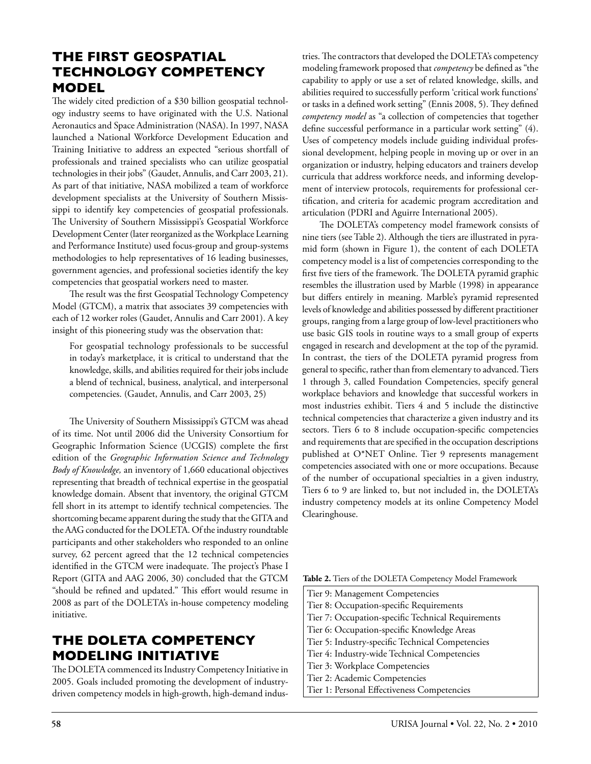## THE FIRST GEOSPATIAL TECHNOLOGY COMPETENCY MODEL

The widely cited prediction of a $30 billion geospatial technology industry seems to have originated with the U.S. National Aeronautics and Space Administration (NASA). In 1997, NASA launched a National Workforce Development Education and Training Initiative to address an expected "serious shortfall of professionals and trained specialists who can utilize geospatial technologies in their jobs" (Gaudet, Annulis, and Carr 2003, 21). As part of that initiative, NASA mobilized a team of workforce development specialists at the University of Southern Mississippi to identify key competencies of geospatial professionals. The University of Southern Mississippi's Geospatial Workforce Development Center (later reorganized as the Workplace Learning and Performance Institute) used focus-group and group-systems methodologies to help representatives of 16 leading businesses, government agencies, and professional societies identify the key competencies that geospatial workers need to master.

The result was the first Geospatial Technology Competency Model (GTCM), a matrix that associates 39 competencies with each of 12 worker roles (Gaudet, Annulis and Carr 2001). A key insight of this pioneering study was the observation that:

> For geospatial technology professionals to be successful in today's marketplace, it is critical to understand that the knowledge, skills, and abilities required for their jobs include a blend of technical, business, analytical, and interpersonal competencies. (Gaudet, Annulis, and Carr 2003, 25)

The University of Southern Mississippi's GTCM was ahead of its time. Not until 2006 did the University Consortium for Geographic Information Science (UCGIS) complete the first edition of the *Geographic Information Science and Technology Body of Knowledge,* an inventory of 1,660 educational objectives representing that breadth of technical expertise in the geospatial knowledge domain. Absent that inventory, the original GTCM fell short in its attempt to identify technical competencies. The shortcoming became apparent during the study that the GITA and the AAG conducted for the DOLETA. Of the industry roundtable participants and other stakeholders who responded to an online survey, 62 percent agreed that the 12 technical competencies identified in the GTCM were inadequate. The project's Phase I Report (GITA and AAG 2006, 30) concluded that the GTCM "should be refined and updated." This effort would resume in 2008 as part of the DOLETA's in-house competency modeling initiative.

## THE DOLETA COMPETENCY MODELING INITIATIVE

The DOLETA commenced its Industry Competency Initiative in 2005. Goals included promoting the development of industry-driven competency models in high-growth, high-demand industries. The contractors that developed the DOLETA's competency modeling framework proposed that *competency* be defined as "the capability to apply or use a set of related knowledge, skills, and abilities required to successfully perform 'critical work functions' or tasks in a defined work setting" (Ennis 2008, 5). They defined *competency model* as "a collection of competencies that together define successful performance in a particular work setting" (4). Uses of competency models include guiding individual professional development, helping people in moving up or over in an organization or industry, helping educators and trainers develop curricula that address workforce needs, and informing development of interview protocols, requirements for professional certification, and criteria for academic program accreditation and articulation (PDRI and Aguirre International 2005).

The DOLETA's competency model framework consists of nine tiers (see Table 2). Although the tiers are illustrated in pyramid form (shown in Figure 1), the content of each DOLETA competency model is a list of competencies corresponding to the first five tiers of the framework. The DOLETA pyramid graphic resembles the illustration used by Marble (1998) in appearance but differs entirely in meaning. Marble's pyramid represented levels of knowledge and abilities possessed by different practitioner groups, ranging from a large group of low-level practitioners who use basic GIS tools in routine ways to a small group of experts engaged in research and development at the top of the pyramid. In contrast, the tiers of the DOLETA pyramid progress from general to specific, rather than from elementary to advanced. Tiers 1 through 3, called Foundation Competencies, specify general workplace behaviors and knowledge that successful workers in most industries exhibit. Tiers 4 and 5 include the distinctive technical competencies that characterize a given industry and its sectors. Tiers 6 to 8 include occupation-specific competencies and requirements that are specified in the occupation descriptions published at O*NET Online. Tier 9 represents management competencies associated with one or more occupations. Because of the number of occupational specialties in a given industry, Tiers 6 to 9 are linked to, but not included in, the DOLETA's industry competency models at its online Competency Model Clearinghouse.

**Table 2.** Tiers of the DOLETA Competency Model Framework

| Tiers |
|---|
| Tier 9: Management Competencies |
| Tier 8: Occupation-specific Requirements |
| Tier 7: Occupation-specific Technical Requirements |
| Tier 6: Occupation-specific Knowledge Areas |
| Tier 5: Industry-specific Technical Competencies |
| Tier 4: Industry-wide Technical Competencies |
| Tier 3: Workplace Competencies |
| Tier 2: Academic Competencies |
| Tier 1: Personal Effectiveness Competencies |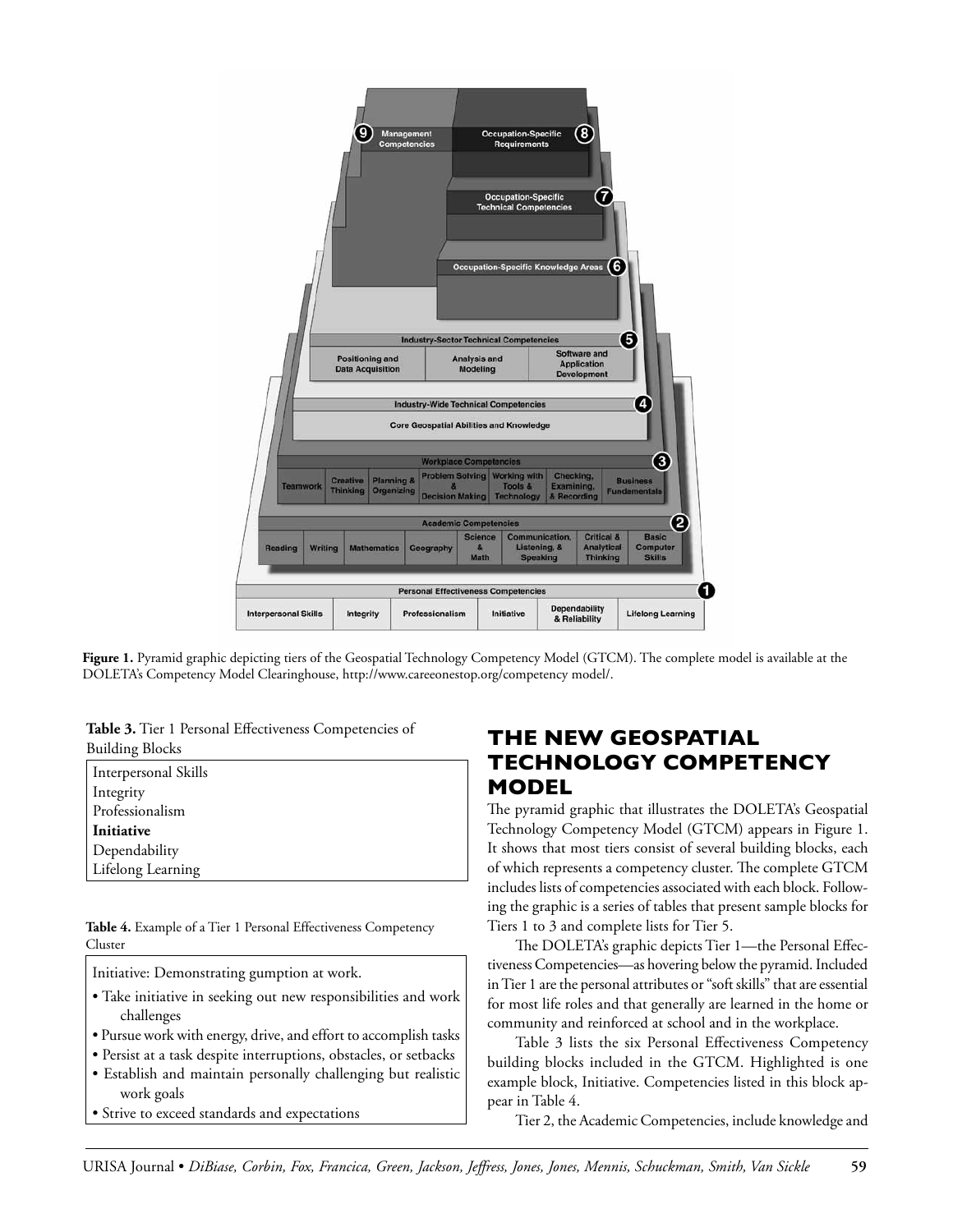**Figure 1.** Pyramid graphic depicting tiers of the Geospatial Technology Competency Model (GTCM). The complete model is available at the DOLETA's Competency Model Clearinghouse, http://www.careeronestop.org/competency model/.

**Table 3.** Tier 1 Personal Effectiveness Competencies of Building Blocks

| |
|---|
| Interpersonal Skills |
| Integrity |
| Professionalism |
| **Initiative** |
| Dependability |
| Lifelong Learning |

**Table 4.** Example of a Tier 1 Personal Effectiveness Competency Cluster

Initiative: Demonstrating gumption at work.

- Take initiative in seeking out new responsibilities and work challenges
- Pursue work with energy, drive, and effort to accomplish tasks
- Persist at a task despite interruptions, obstacles, or setbacks
- Establish and maintain personally challenging but realistic work goals
- Strive to exceed standards and expectations

## THE NEW GEOSPATIAL TECHNOLOGY COMPETENCY MODEL

The pyramid graphic that illustrates the DOLETA's Geospatial Technology Competency Model (GTCM) appears in Figure 1. It shows that most tiers consist of several building blocks, each of which represents a competency cluster. The complete GTCM includes lists of competencies associated with each block. Following the graphic is a series of tables that present sample blocks for Tiers 1 to 3 and complete lists for Tier 5.

The DOLETA's graphic depicts Tier 1—the Personal Effectiveness Competencies—as hovering below the pyramid. Included in Tier 1 are the personal attributes or "soft skills" that are essential for most life roles and that generally are learned in the home or community and reinforced at school and in the workplace.

Table 3 lists the six Personal Effectiveness Competency building blocks included in the GTCM. Highlighted is one example block, Initiative. Competencies listed in this block appear in Table 4.

Tier 2, the Academic Competencies, include knowledge and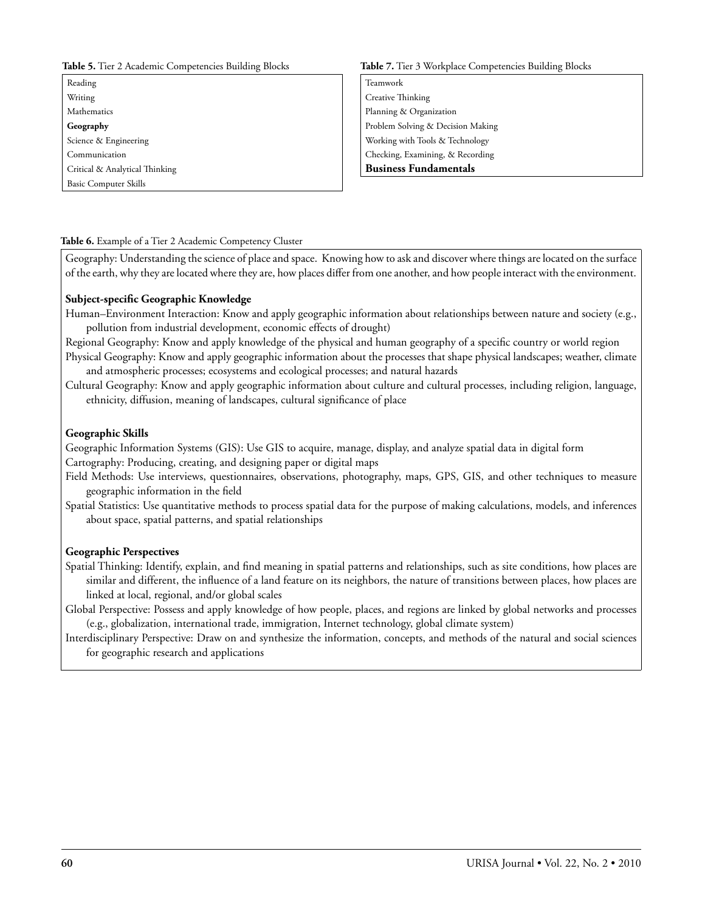**Table 5.** Tier 2 Academic Competencies Building Blocks

| |
|---|
| Reading |
| Writing |
| Mathematics |
| **Geography** |
| Science & Engineering |
| Communication |
| Critical & Analytical Thinking |
| Basic Computer Skills |

**Table 7.** Tier 3 Workplace Competencies Building Blocks

| |
|---|
| Teamwork |
| Creative Thinking |
| Planning & Organization |
| Problem Solving & Decision Making |
| Working with Tools & Technology |
| Checking, Examining, & Recording |
| **Business Fundamentals** |

**Table 6.** Example of a Tier 2 Academic Competency Cluster

Geography: Understanding the science of place and space. Knowing how to ask and discover where things are located on the surface of the earth, why they are located where they are, how places differ from one another, and how people interact with the environment.

**Subject-specific Geographic Knowledge**

Human–Environment Interaction: Know and apply geographic information about relationships between nature and society (e.g., pollution from industrial development, economic effects of drought)

Regional Geography: Know and apply knowledge of the physical and human geography of a specific country or world region

Physical Geography: Know and apply geographic information about the processes that shape physical landscapes; weather, climate and atmospheric processes; ecosystems and ecological processes; and natural hazards

Cultural Geography: Know and apply geographic information about culture and cultural processes, including religion, language, ethnicity, diffusion, meaning of landscapes, cultural significance of place

**Geographic Skills**

Geographic Information Systems (GIS): Use GIS to acquire, manage, display, and analyze spatial data in digital form

Cartography: Producing, creating, and designing paper or digital maps

Field Methods: Use interviews, questionnaires, observations, photography, maps, GPS, GIS, and other techniques to measure geographic information in the field

Spatial Statistics: Use quantitative methods to process spatial data for the purpose of making calculations, models, and inferences about space, spatial patterns, and spatial relationships

**Geographic Perspectives**

Spatial Thinking: Identify, explain, and find meaning in spatial patterns and relationships, such as site conditions, how places are similar and different, the influence of a land feature on its neighbors, the nature of transitions between places, how places are linked at local, regional, and/or global scales

Global Perspective: Possess and apply knowledge of how people, places, and regions are linked by global networks and processes (e.g., globalization, international trade, immigration, Internet technology, global climate system)

Interdisciplinary Perspective: Draw on and synthesize the information, concepts, and methods of the natural and social sciences for geographic research and applications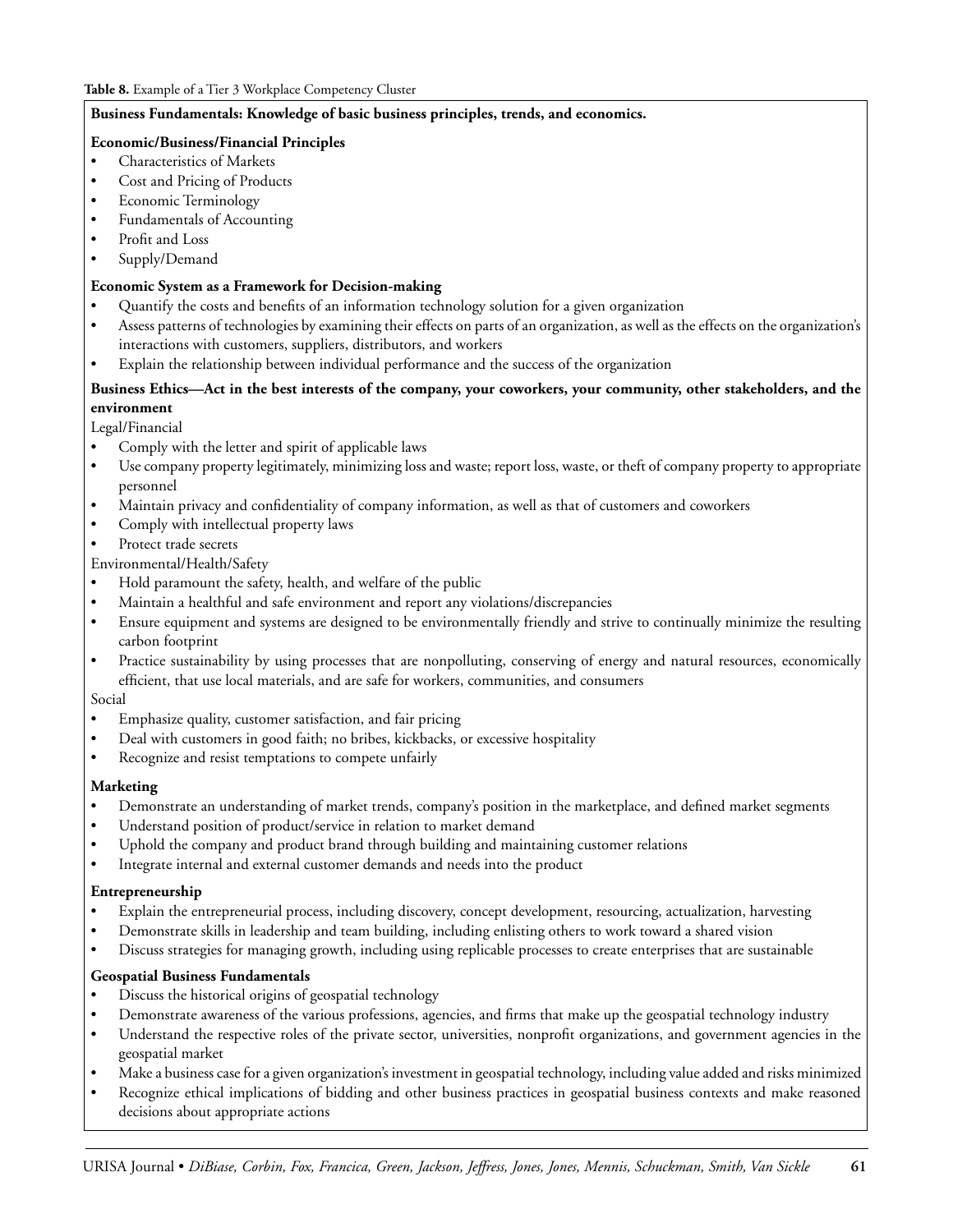**Table 8.** Example of a Tier 3 Workplace Competency Cluster

**Business Fundamentals: Knowledge of basic business principles, trends, and economics.**

**Economic/Business/Financial Principles**

- Characteristics of Markets
- Cost and Pricing of Products
- Economic Terminology
- Fundamentals of Accounting
- Profit and Loss
- Supply/Demand

**Economic System as a Framework for Decision-making**

- Quantify the costs and benefits of an information technology solution for a given organization
- Assess patterns of technologies by examining their effects on parts of an organization, as well as the effects on the organization's interactions with customers, suppliers, distributors, and workers
- Explain the relationship between individual performance and the success of the organization

**Business Ethics—Act in the best interests of the company, your coworkers, your community, other stakeholders, and the environment**

Legal/Financial

- Comply with the letter and spirit of applicable laws
- Use company property legitimately, minimizing loss and waste; report loss, waste, or theft of company property to appropriate personnel
- Maintain privacy and confidentiality of company information, as well as that of customers and coworkers
- Comply with intellectual property laws
- Protect trade secrets

Environmental/Health/Safety

- Hold paramount the safety, health, and welfare of the public
- Maintain a healthful and safe environment and report any violations/discrepancies
- Ensure equipment and systems are designed to be environmentally friendly and strive to continually minimize the resulting carbon footprint
- Practice sustainability by using processes that are nonpolluting, conserving of energy and natural resources, economically efficient, that use local materials, and are safe for workers, communities, and consumers

Social

- Emphasize quality, customer satisfaction, and fair pricing
- Deal with customers in good faith; no bribes, kickbacks, or excessive hospitality
- Recognize and resist temptations to compete unfairly

**Marketing**

- Demonstrate an understanding of market trends, company's position in the marketplace, and defined market segments
- Understand position of product/service in relation to market demand
- Uphold the company and product brand through building and maintaining customer relations
- Integrate internal and external customer demands and needs into the product

**Entrepreneurship**

- Explain the entrepreneurial process, including discovery, concept development, resourcing, actualization, harvesting
- Demonstrate skills in leadership and team building, including enlisting others to work toward a shared vision
- Discuss strategies for managing growth, including using replicable processes to create enterprises that are sustainable

**Geospatial Business Fundamentals**

- Discuss the historical origins of geospatial technology
- Demonstrate awareness of the various professions, agencies, and firms that make up the geospatial technology industry
- Understand the respective roles of the private sector, universities, nonprofit organizations, and government agencies in the geospatial market
- Make a business case for a given organization's investment in geospatial technology, including value added and risks minimized
- Recognize ethical implications of bidding and other business practices in geospatial business contexts and make reasoned decisions about appropriate actions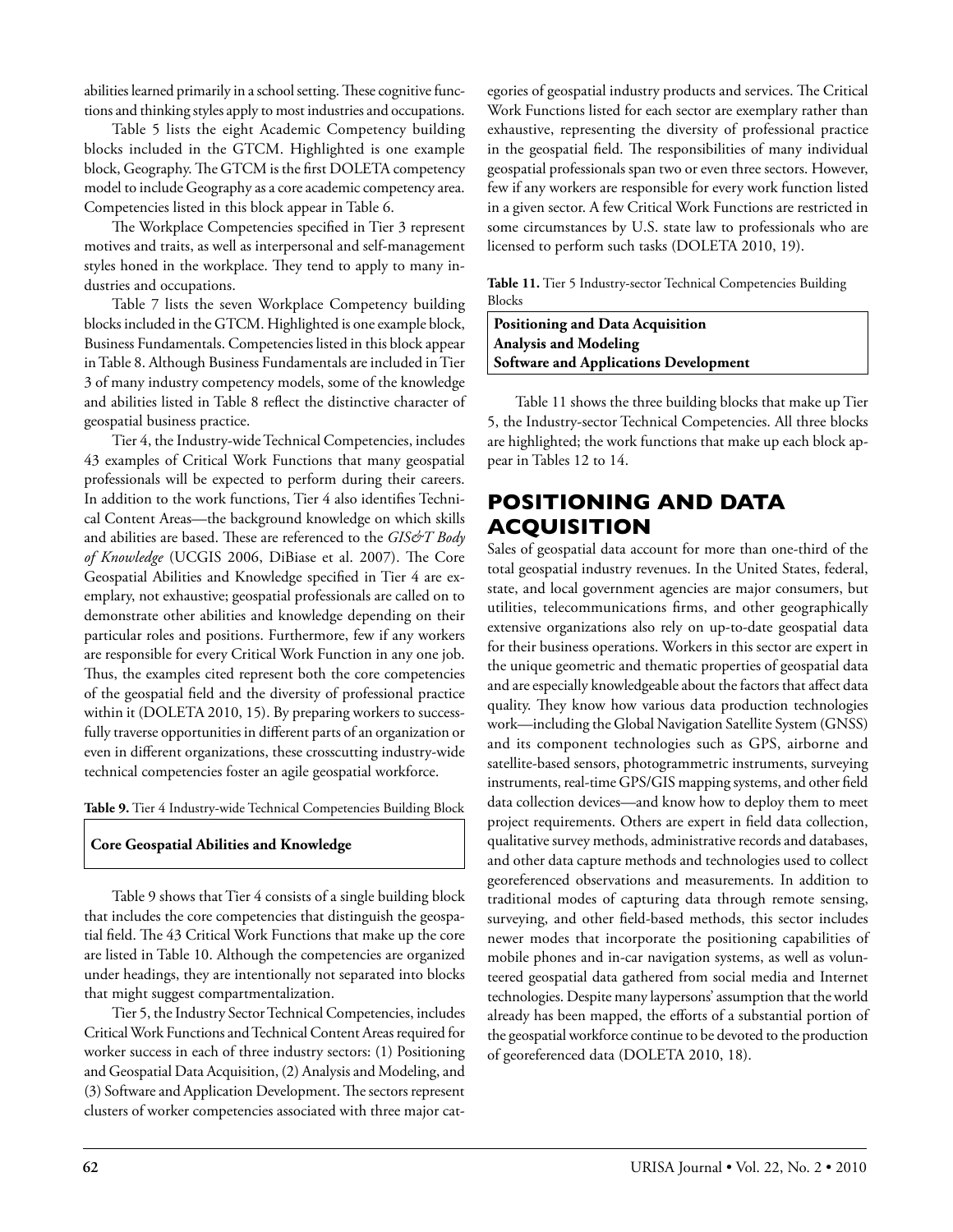abilities learned primarily in a school setting. These cognitive functions and thinking styles apply to most industries and occupations.

Table 5 lists the eight Academic Competency building blocks included in the GTCM. Highlighted is one example block, Geography. The GTCM is the first DOLETA competency model to include Geography as a core academic competency area. Competencies listed in this block appear in Table 6.

The Workplace Competencies specified in Tier 3 represent motives and traits, as well as interpersonal and self-management styles honed in the workplace. They tend to apply to many industries and occupations.

Table 7 lists the seven Workplace Competency building blocks included in the GTCM. Highlighted is one example block, Business Fundamentals. Competencies listed in this block appear in Table 8. Although Business Fundamentals are included in Tier 3 of many industry competency models, some of the knowledge and abilities listed in Table 8 reflect the distinctive character of geospatial business practice.

Tier 4, the Industry-wide Technical Competencies, includes 43 examples of Critical Work Functions that many geospatial professionals will be expected to perform during their careers. In addition to the work functions, Tier 4 also identifies Technical Content Areas—the background knowledge on which skills and abilities are based. These are referenced to the *GIS&T Body of Knowledge* (UCGIS 2006, DiBiase et al. 2007). The Core Geospatial Abilities and Knowledge specified in Tier 4 are exemplary, not exhaustive; geospatial professionals are called on to demonstrate other abilities and knowledge depending on their particular roles and positions. Furthermore, few if any workers are responsible for every Critical Work Function in any one job. Thus, the examples cited represent both the core competencies of the geospatial field and the diversity of professional practice within it (DOLETA 2010, 15). By preparing workers to successfully traverse opportunities in different parts of an organization or even in different organizations, these crosscutting industry-wide technical competencies foster an agile geospatial workforce.

**Table 9.** Tier 4 Industry-wide Technical Competencies Building Block

| **Core Geospatial Abilities and Knowledge** |
|---|

Table 9 shows that Tier 4 consists of a single building block that includes the core competencies that distinguish the geospatial field. The 43 Critical Work Functions that make up the core are listed in Table 10. Although the competencies are organized under headings, they are intentionally not separated into blocks that might suggest compartmentalization.

Tier 5, the Industry Sector Technical Competencies, includes Critical Work Functions and Technical Content Areas required for worker success in each of three industry sectors: (1) Positioning and Geospatial Data Acquisition, (2) Analysis and Modeling, and (3) Software and Application Development. The sectors represent clusters of worker competencies associated with three major categories of geospatial industry products and services. The Critical Work Functions listed for each sector are exemplary rather than exhaustive, representing the diversity of professional practice in the geospatial field. The responsibilities of many individual geospatial professionals span two or even three sectors. However, few if any workers are responsible for every work function listed in a given sector. A few Critical Work Functions are restricted in some circumstances by U.S. state law to professionals who are licensed to perform such tasks (DOLETA 2010, 19).

**Table 11.** Tier 5 Industry-sector Technical Competencies Building Blocks

| **Positioning and Data Acquisition** |
|---|
| **Analysis and Modeling** |
| **Software and Applications Development** |

Table 11 shows the three building blocks that make up Tier 5, the Industry-sector Technical Competencies. All three blocks are highlighted; the work functions that make up each block appear in Tables 12 to 14.

## POSITIONING AND DATA ACQUISITION

Sales of geospatial data account for more than one-third of the total geospatial industry revenues. In the United States, federal, state, and local government agencies are major consumers, but utilities, telecommunications firms, and other geographically extensive organizations also rely on up-to-date geospatial data for their business operations. Workers in this sector are expert in the unique geometric and thematic properties of geospatial data and are especially knowledgeable about the factors that affect data quality. They know how various data production technologies work—including the Global Navigation Satellite System (GNSS) and its component technologies such as GPS, airborne and satellite-based sensors, photogrammetric instruments, surveying instruments, real-time GPS/GIS mapping systems, and other field data collection devices—and know how to deploy them to meet project requirements. Others are expert in field data collection, qualitative survey methods, administrative records and databases, and other data capture methods and technologies used to collect georeferenced observations and measurements. In addition to traditional modes of capturing data through remote sensing, surveying, and other field-based methods, this sector includes newer modes that incorporate the positioning capabilities of mobile phones and in-car navigation systems, as well as volunteered geospatial data gathered from social media and Internet technologies. Despite many laypersons' assumption that the world already has been mapped, the efforts of a substantial portion of the geospatial workforce continue to be devoted to the production of georeferenced data (DOLETA 2010, 18).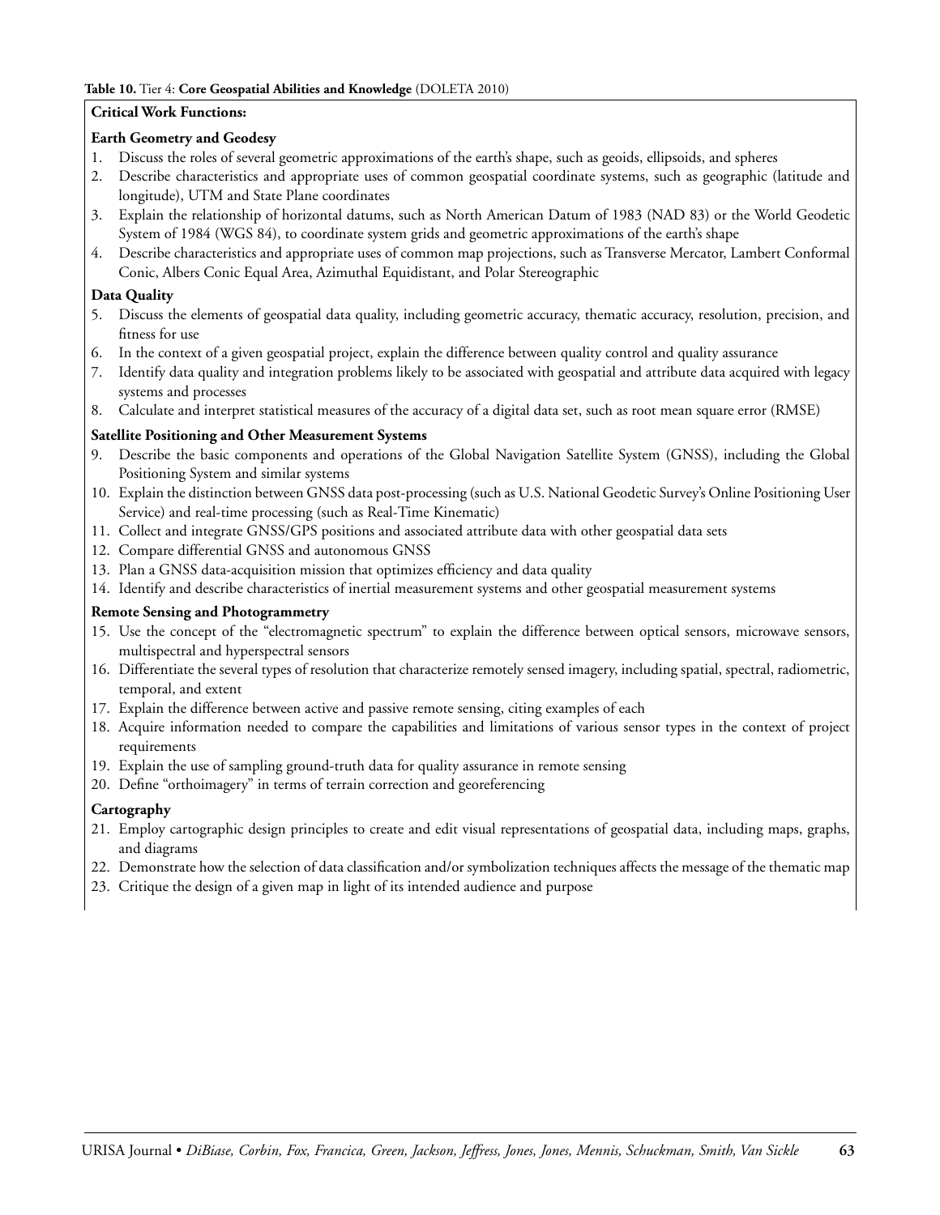**Table 10.** Tier 4: **Core Geospatial Abilities and Knowledge** (DOLETA 2010)

**Critical Work Functions:**

**Earth Geometry and Geodesy**

1. Discuss the roles of several geometric approximations of the earth's shape, such as geoids, ellipsoids, and spheres
2. Describe characteristics and appropriate uses of common geospatial coordinate systems, such as geographic (latitude and longitude), UTM and State Plane coordinates
3. Explain the relationship of horizontal datums, such as North American Datum of 1983 (NAD 83) or the World Geodetic System of 1984 (WGS 84), to coordinate system grids and geometric approximations of the earth's shape
4. Describe characteristics and appropriate uses of common map projections, such as Transverse Mercator, Lambert Conformal Conic, Albers Conic Equal Area, Azimuthal Equidistant, and Polar Stereographic

**Data Quality**

5. Discuss the elements of geospatial data quality, including geometric accuracy, thematic accuracy, resolution, precision, and fitness for use
6. In the context of a given geospatial project, explain the difference between quality control and quality assurance
7. Identify data quality and integration problems likely to be associated with geospatial and attribute data acquired with legacy systems and processes
8. Calculate and interpret statistical measures of the accuracy of a digital data set, such as root mean square error (RMSE)

**Satellite Positioning and Other Measurement Systems**

9. Describe the basic components and operations of the Global Navigation Satellite System (GNSS), including the Global Positioning System and similar systems
10. Explain the distinction between GNSS data post-processing (such as U.S. National Geodetic Survey's Online Positioning User Service) and real-time processing (such as Real-Time Kinematic)
11. Collect and integrate GNSS/GPS positions and associated attribute data with other geospatial data sets
12. Compare differential GNSS and autonomous GNSS
13. Plan a GNSS data-acquisition mission that optimizes efficiency and data quality
14. Identify and describe characteristics of inertial measurement systems and other geospatial measurement systems

**Remote Sensing and Photogrammetry**

15. Use the concept of the "electromagnetic spectrum" to explain the difference between optical sensors, microwave sensors, multispectral and hyperspectral sensors
16. Differentiate the several types of resolution that characterize remotely sensed imagery, including spatial, spectral, radiometric, temporal, and extent
17. Explain the difference between active and passive remote sensing, citing examples of each
18. Acquire information needed to compare the capabilities and limitations of various sensor types in the context of project requirements
19. Explain the use of sampling ground-truth data for quality assurance in remote sensing
20. Define "orthoimagery" in terms of terrain correction and georeferencing

**Cartography**

21. Employ cartographic design principles to create and edit visual representations of geospatial data, including maps, graphs, and diagrams
22. Demonstrate how the selection of data classification and/or symbolization techniques affects the message of the thematic map
23. Critique the design of a given map in light of its intended audience and purpose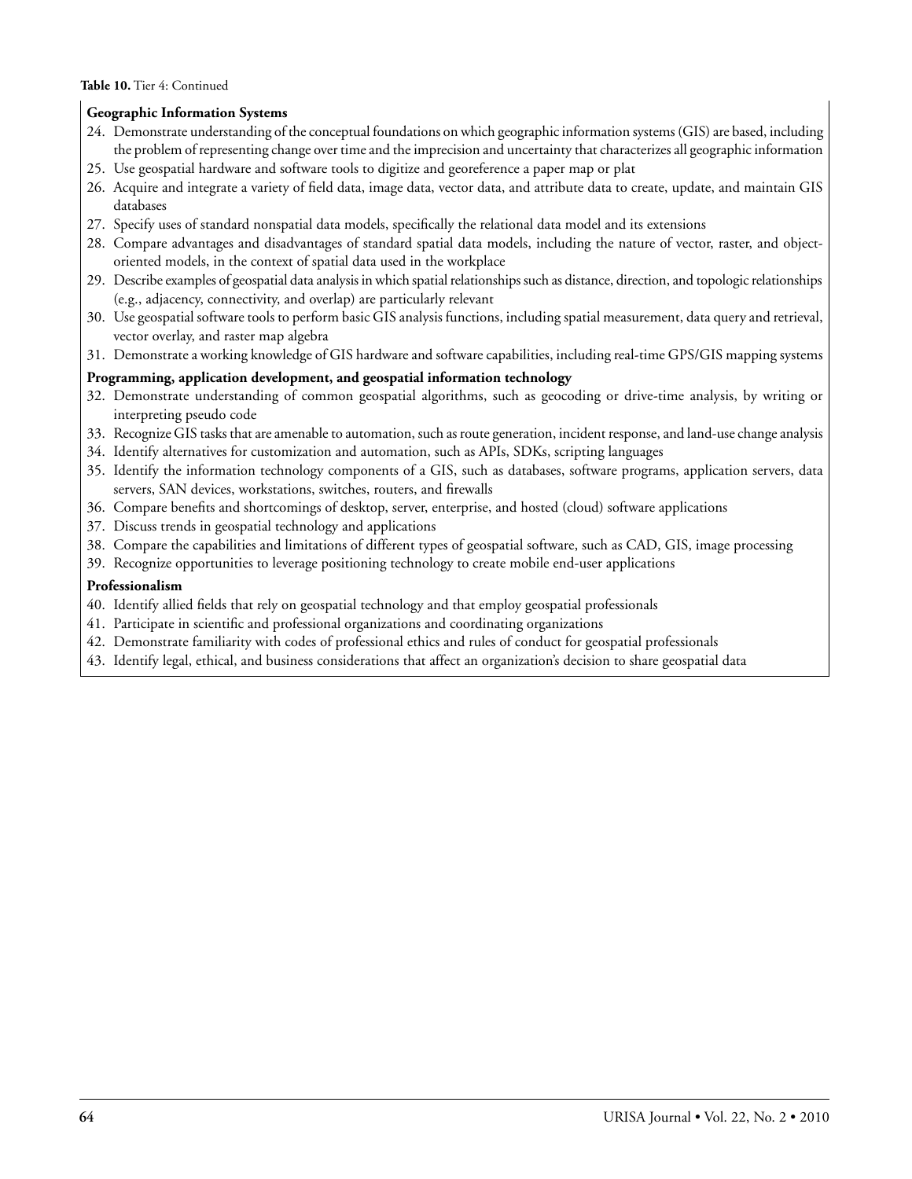**Table 10.** Tier 4: Continued

**Geographic Information Systems**

24. Demonstrate understanding of the conceptual foundations on which geographic information systems (GIS) are based, including the problem of representing change over time and the imprecision and uncertainty that characterizes all geographic information
25. Use geospatial hardware and software tools to digitize and georeference a paper map or plat
26. Acquire and integrate a variety of field data, image data, vector data, and attribute data to create, update, and maintain GIS databases
27. Specify uses of standard nonspatial data models, specifically the relational data model and its extensions
28. Compare advantages and disadvantages of standard spatial data models, including the nature of vector, raster, and object-oriented models, in the context of spatial data used in the workplace
29. Describe examples of geospatial data analysis in which spatial relationships such as distance, direction, and topologic relationships (e.g., adjacency, connectivity, and overlap) are particularly relevant
30. Use geospatial software tools to perform basic GIS analysis functions, including spatial measurement, data query and retrieval, vector overlay, and raster map algebra
31. Demonstrate a working knowledge of GIS hardware and software capabilities, including real-time GPS/GIS mapping systems

**Programming, application development, and geospatial information technology**

32. Demonstrate understanding of common geospatial algorithms, such as geocoding or drive-time analysis, by writing or interpreting pseudo code
33. Recognize GIS tasks that are amenable to automation, such as route generation, incident response, and land-use change analysis
34. Identify alternatives for customization and automation, such as APIs, SDKs, scripting languages
35. Identify the information technology components of a GIS, such as databases, software programs, application servers, data servers, SAN devices, workstations, switches, routers, and firewalls
36. Compare benefits and shortcomings of desktop, server, enterprise, and hosted (cloud) software applications
37. Discuss trends in geospatial technology and applications
38. Compare the capabilities and limitations of different types of geospatial software, such as CAD, GIS, image processing
39. Recognize opportunities to leverage positioning technology to create mobile end-user applications

**Professionalism**

40. Identify allied fields that rely on geospatial technology and that employ geospatial professionals
41. Participate in scientific and professional organizations and coordinating organizations
42. Demonstrate familiarity with codes of professional ethics and rules of conduct for geospatial professionals
43. Identify legal, ethical, and business considerations that affect an organization's decision to share geospatial data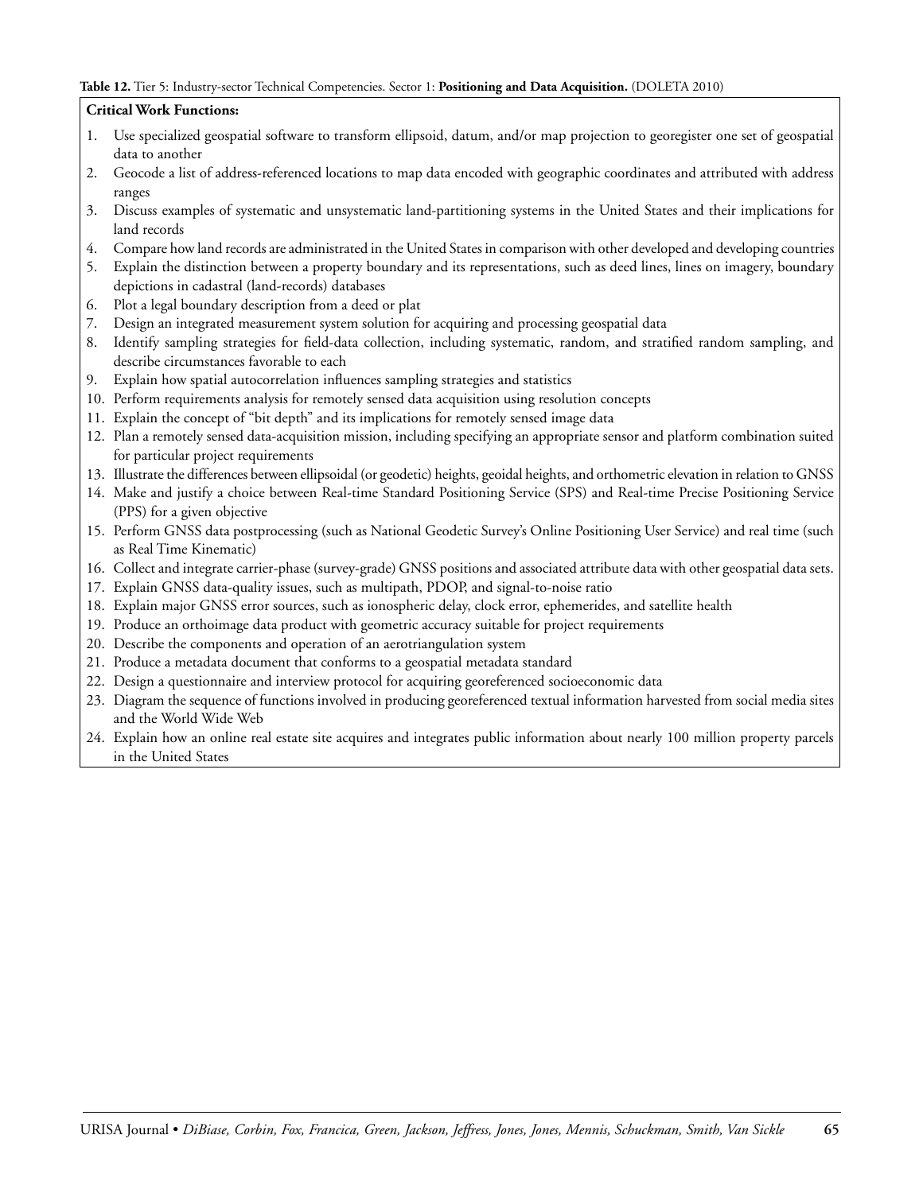**Table 12.** Tier 5: Industry-sector Technical Competencies. Sector 1: **Positioning and Data Acquisition.** (DOLETA 2010)

**Critical Work Functions:**

1. Use specialized geospatial software to transform ellipsoid, datum, and/or map projection to georegister one set of geospatial data to another
2. Geocode a list of address-referenced locations to map data encoded with geographic coordinates and attributed with address ranges
3. Discuss examples of systematic and unsystematic land-partitioning systems in the United States and their implications for land records
4. Compare how land records are administrated in the United States in comparison with other developed and developing countries
5. Explain the distinction between a property boundary and its representations, such as deed lines, lines on imagery, boundary depictions in cadastral (land-records) databases
6. Plot a legal boundary description from a deed or plat
7. Design an integrated measurement system solution for acquiring and processing geospatial data
8. Identify sampling strategies for field-data collection, including systematic, random, and stratified random sampling, and describe circumstances favorable to each
9. Explain how spatial autocorrelation influences sampling strategies and statistics
10. Perform requirements analysis for remotely sensed data acquisition using resolution concepts
11. Explain the concept of "bit depth" and its implications for remotely sensed image data
12. Plan a remotely sensed data-acquisition mission, including specifying an appropriate sensor and platform combination suited for particular project requirements
13. Illustrate the differences between ellipsoidal (or geodetic) heights, geoidal heights, and orthometric elevation in relation to GNSS
14. Make and justify a choice between Real-time Standard Positioning Service (SPS) and Real-time Precise Positioning Service (PPS) for a given objective
15. Perform GNSS data postprocessing (such as National Geodetic Survey's Online Positioning User Service) and real time (such as Real Time Kinematic)
16. Collect and integrate carrier-phase (survey-grade) GNSS positions and associated attribute data with other geospatial data sets.
17. Explain GNSS data-quality issues, such as multipath, PDOP, and signal-to-noise ratio
18. Explain major GNSS error sources, such as ionospheric delay, clock error, ephemerides, and satellite health
19. Produce an orthoimage data product with geometric accuracy suitable for project requirements
20. Describe the components and operation of an aerotriangulation system
21. Produce a metadata document that conforms to a geospatial metadata standard
22. Design a questionnaire and interview protocol for acquiring georeferenced socioeconomic data
23. Diagram the sequence of functions involved in producing georeferenced textual information harvested from social media sites and the World Wide Web
24. Explain how an online real estate site acquires and integrates public information about nearly 100 million property parcels in the United States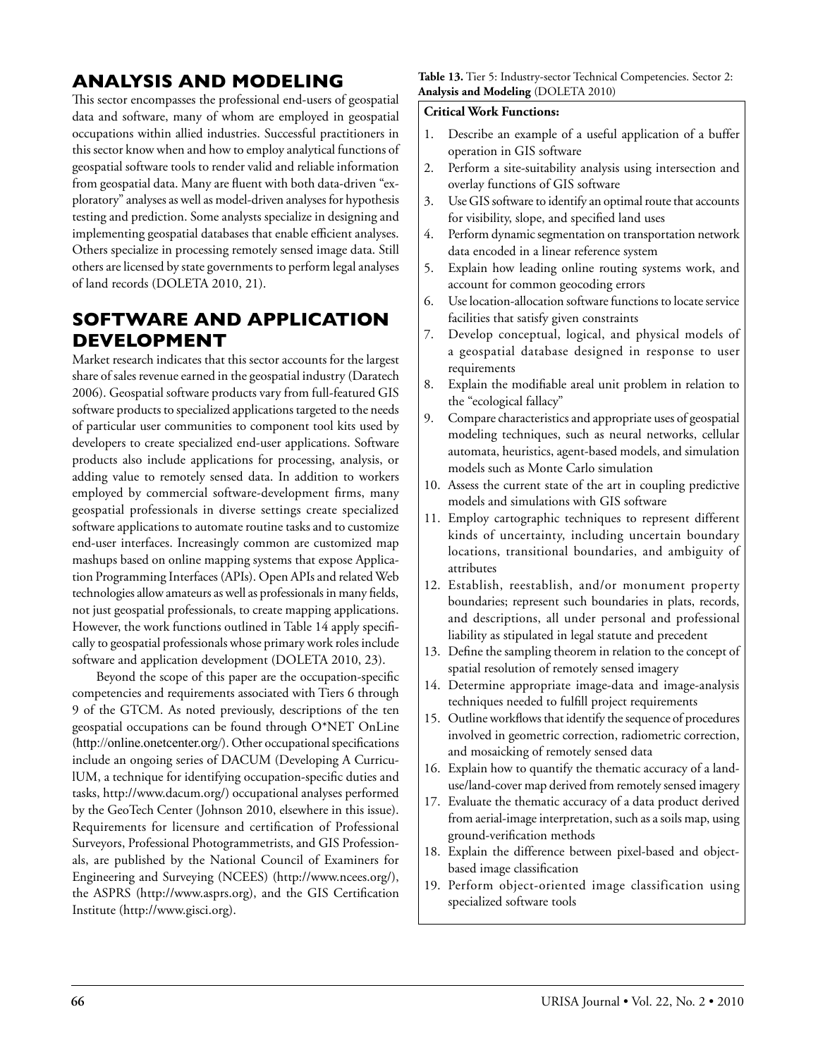## ANALYSIS AND MODELING

This sector encompasses the professional end-users of geospatial data and software, many of whom are employed in geospatial occupations within allied industries. Successful practitioners in this sector know when and how to employ analytical functions of geospatial software tools to render valid and reliable information from geospatial data. Many are fluent with both data-driven "exploratory" analyses as well as model-driven analyses for hypothesis testing and prediction. Some analysts specialize in designing and implementing geospatial databases that enable efficient analyses. Others specialize in processing remotely sensed image data. Still others are licensed by state governments to perform legal analyses of land records (DOLETA 2010, 21).

## SOFTWARE AND APPLICATION DEVELOPMENT

Market research indicates that this sector accounts for the largest share of sales revenue earned in the geospatial industry (Daratech 2006). Geospatial software products vary from full-featured GIS software products to specialized applications targeted to the needs of particular user communities to component tool kits used by developers to create specialized end-user applications. Software products also include applications for processing, analysis, or adding value to remotely sensed data. In addition to workers employed by commercial software-development firms, many geospatial professionals in diverse settings create specialized software applications to automate routine tasks and to customize end-user interfaces. Increasingly common are customized map mashups based on online mapping systems that expose Application Programming Interfaces (APIs). Open APIs and related Web technologies allow amateurs as well as professionals in many fields, not just geospatial professionals, to create mapping applications. However, the work functions outlined in Table 14 apply specifically to geospatial professionals whose primary work roles include software and application development (DOLETA 2010, 23).

Beyond the scope of this paper are the occupation-specific competencies and requirements associated with Tiers 6 through 9 of the GTCM. As noted previously, descriptions of the ten geospatial occupations can be found through O*NET OnLine (http://online.onetcenter.org/). Other occupational specifications include an ongoing series of DACUM (Developing A CurriculUM, a technique for identifying occupation-specific duties and tasks, http://www.dacum.org/) occupational analyses performed by the GeoTech Center (Johnson 2010, elsewhere in this issue). Requirements for licensure and certification of Professional Surveyors, Professional Photogrammetrists, and GIS Professionals, are published by the National Council of Examiners for Engineering and Surveying (NCEES) (http://www.ncees.org/), the ASPRS (http://www.asprs.org), and the GIS Certification Institute (http://www.gisci.org).

**Table 13.** Tier 5: Industry-sector Technical Competencies. Sector 2: **Analysis and Modeling** (DOLETA 2010)

**Critical Work Functions:**

1. Describe an example of a useful application of a buffer operation in GIS software
2. Perform a site-suitability analysis using intersection and overlay functions of GIS software
3. Use GIS software to identify an optimal route that accounts for visibility, slope, and specified land uses
4. Perform dynamic segmentation on transportation network data encoded in a linear reference system
5. Explain how leading online routing systems work, and account for common geocoding errors
6. Use location-allocation software functions to locate service facilities that satisfy given constraints
7. Develop conceptual, logical, and physical models of a geospatial database designed in response to user requirements
8. Explain the modifiable areal unit problem in relation to the "ecological fallacy"
9. Compare characteristics and appropriate uses of geospatial modeling techniques, such as neural networks, cellular automata, heuristics, agent-based models, and simulation models such as Monte Carlo simulation
10. Assess the current state of the art in coupling predictive models and simulations with GIS software
11. Employ cartographic techniques to represent different kinds of uncertainty, including uncertain boundary locations, transitional boundaries, and ambiguity of attributes
12. Establish, reestablish, and/or monument property boundaries; represent such boundaries in plats, records, and descriptions, all under personal and professional liability as stipulated in legal statute and precedent
13. Define the sampling theorem in relation to the concept of spatial resolution of remotely sensed imagery
14. Determine appropriate image-data and image-analysis techniques needed to fulfill project requirements
15. Outline workflows that identify the sequence of procedures involved in geometric correction, radiometric correction, and mosaicking of remotely sensed data
16. Explain how to quantify the thematic accuracy of a land-use/land-cover map derived from remotely sensed imagery
17. Evaluate the thematic accuracy of a data product derived from aerial-image interpretation, such as a soils map, using ground-verification methods
18. Explain the difference between pixel-based and object-based image classification
19. Perform object-oriented image classification using specialized software tools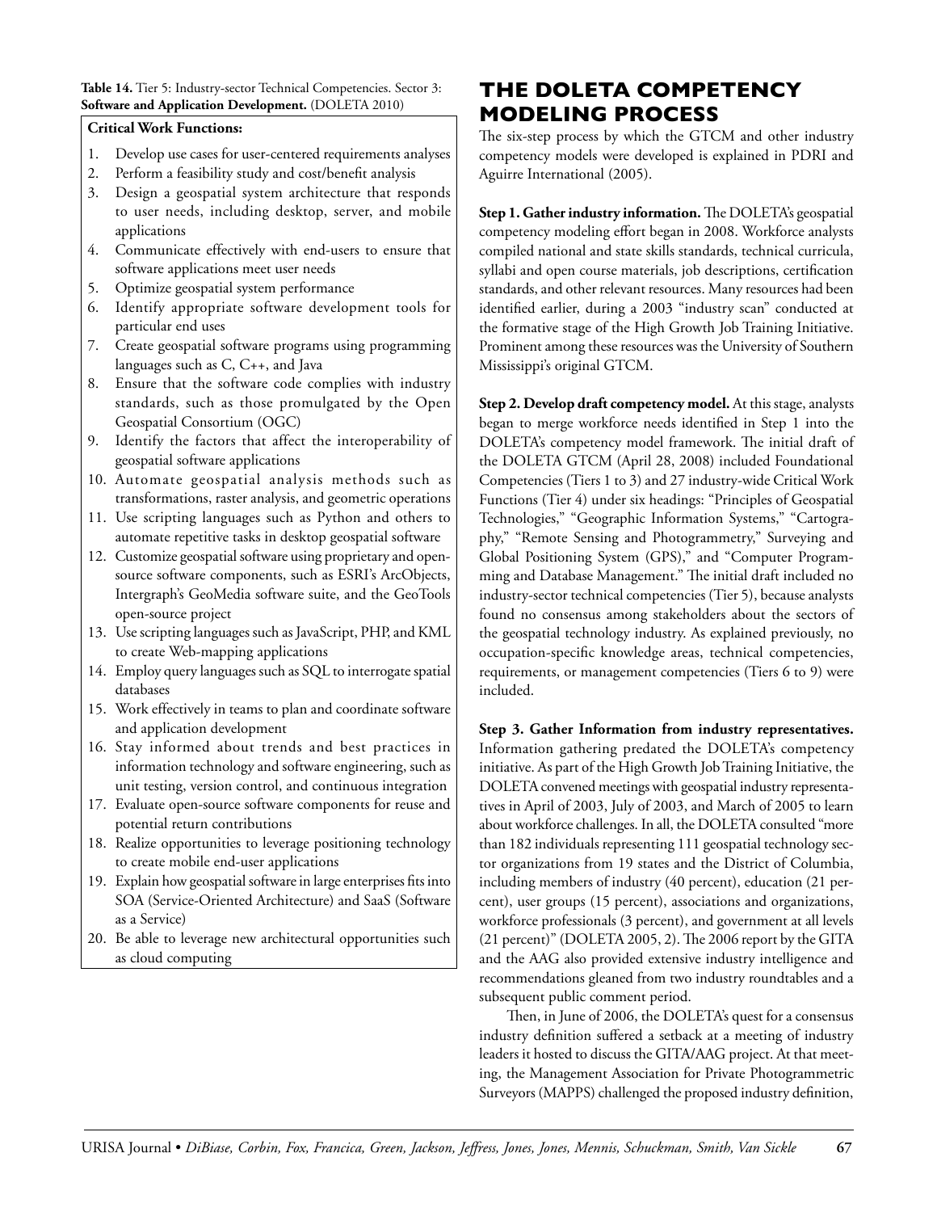**Table 14.** Tier 5: Industry-sector Technical Competencies. Sector 3: **Software and Application Development.** (DOLETA 2010)

**Critical Work Functions:**

1. Develop use cases for user-centered requirements analyses
2. Perform a feasibility study and cost/benefit analysis
3. Design a geospatial system architecture that responds to user needs, including desktop, server, and mobile applications
4. Communicate effectively with end-users to ensure that software applications meet user needs
5. Optimize geospatial system performance
6. Identify appropriate software development tools for particular end uses
7. Create geospatial software programs using programming languages such as C, C++, and Java
8. Ensure that the software code complies with industry standards, such as those promulgated by the Open Geospatial Consortium (OGC)
9. Identify the factors that affect the interoperability of geospatial software applications
10. Automate geospatial analysis methods such as transformations, raster analysis, and geometric operations
11. Use scripting languages such as Python and others to automate repetitive tasks in desktop geospatial software
12. Customize geospatial software using proprietary and open-source software components, such as ESRI's ArcObjects, Intergraph's GeoMedia software suite, and the GeoTools open-source project
13. Use scripting languages such as JavaScript, PHP, and KML to create Web-mapping applications
14. Employ query languages such as SQL to interrogate spatial databases
15. Work effectively in teams to plan and coordinate software and application development
16. Stay informed about trends and best practices in information technology and software engineering, such as unit testing, version control, and continuous integration
17. Evaluate open-source software components for reuse and potential return contributions
18. Realize opportunities to leverage positioning technology to create mobile end-user applications
19. Explain how geospatial software in large enterprises fits into SOA (Service-Oriented Architecture) and SaaS (Software as a Service)
20. Be able to leverage new architectural opportunities such as cloud computing

## THE DOLETA COMPETENCY MODELING PROCESS

The six-step process by which the GTCM and other industry competency models were developed is explained in PDRI and Aguirre International (2005).

**Step 1. Gather industry information.** The DOLETA's geospatial competency modeling effort began in 2008. Workforce analysts compiled national and state skills standards, technical curricula, syllabi and open course materials, job descriptions, certification standards, and other relevant resources. Many resources had been identified earlier, during a 2003 "industry scan" conducted at the formative stage of the High Growth Job Training Initiative. Prominent among these resources was the University of Southern Mississippi's original GTCM.

**Step 2. Develop draft competency model.** At this stage, analysts began to merge workforce needs identified in Step 1 into the DOLETA's competency model framework. The initial draft of the DOLETA GTCM (April 28, 2008) included Foundational Competencies (Tiers 1 to 3) and 27 industry-wide Critical Work Functions (Tier 4) under six headings: "Principles of Geospatial Technologies," "Geographic Information Systems," "Cartography," "Remote Sensing and Photogrammetry," Surveying and Global Positioning System (GPS)," and "Computer Programming and Database Management." The initial draft included no industry-sector technical competencies (Tier 5), because analysts found no consensus among stakeholders about the sectors of the geospatial technology industry. As explained previously, no occupation-specific knowledge areas, technical competencies, requirements, or management competencies (Tiers 6 to 9) were included.

**Step 3. Gather Information from industry representatives.** Information gathering predated the DOLETA's competency initiative. As part of the High Growth Job Training Initiative, the DOLETA convened meetings with geospatial industry representatives in April of 2003, July of 2003, and March of 2005 to learn about workforce challenges. In all, the DOLETA consulted "more than 182 individuals representing 111 geospatial technology sector organizations from 19 states and the District of Columbia, including members of industry (40 percent), education (21 percent), user groups (15 percent), associations and organizations, workforce professionals (3 percent), and government at all levels (21 percent)" (DOLETA 2005, 2). The 2006 report by the GITA and the AAG also provided extensive industry intelligence and recommendations gleaned from two industry roundtables and a subsequent public comment period.

Then, in June of 2006, the DOLETA's quest for a consensus industry definition suffered a setback at a meeting of industry leaders it hosted to discuss the GITA/AAG project. At that meeting, the Management Association for Private Photogrammetric Surveyors (MAPPS) challenged the proposed industry definition,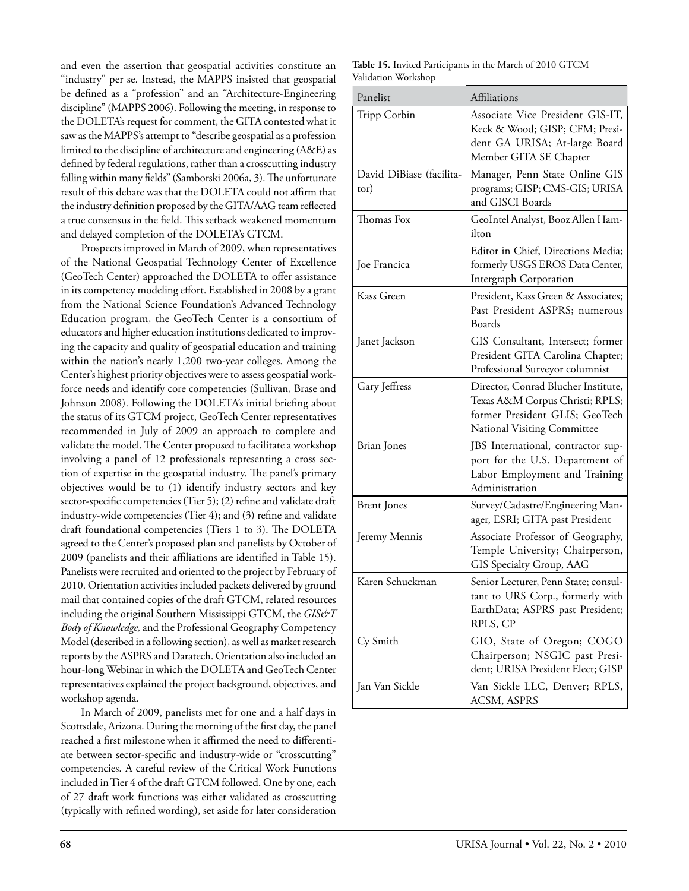and even the assertion that geospatial activities constitute an "industry" per se. Instead, the MAPPS insisted that geospatial be defined as a "profession" and an "Architecture-Engineering discipline" (MAPPS 2006). Following the meeting, in response to the DOLETA's request for comment, the GITA contested what it saw as the MAPPS's attempt to "describe geospatial as a profession limited to the discipline of architecture and engineering (A&E) as defined by federal regulations, rather than a crosscutting industry falling within many fields" (Samborski 2006a, 3). The unfortunate result of this debate was that the DOLETA could not affirm that the industry definition proposed by the GITA/AAG team reflected a true consensus in the field. This setback weakened momentum and delayed completion of the DOLETA's GTCM.

Prospects improved in March of 2009, when representatives of the National Geospatial Technology Center of Excellence (GeoTech Center) approached the DOLETA to offer assistance in its competency modeling effort. Established in 2008 by a grant from the National Science Foundation's Advanced Technology Education program, the GeoTech Center is a consortium of educators and higher education institutions dedicated to improving the capacity and quality of geospatial education and training within the nation's nearly 1,200 two-year colleges. Among the Center's highest priority objectives were to assess geospatial workforce needs and identify core competencies (Sullivan, Brase and Johnson 2008). Following the DOLETA's initial briefing about the status of its GTCM project, GeoTech Center representatives recommended in July of 2009 an approach to complete and validate the model. The Center proposed to facilitate a workshop involving a panel of 12 professionals representing a cross section of expertise in the geospatial industry. The panel's primary objectives would be to (1) identify industry sectors and key sector-specific competencies (Tier 5); (2) refine and validate draft industry-wide competencies (Tier 4); and (3) refine and validate draft foundational competencies (Tiers 1 to 3). The DOLETA agreed to the Center's proposed plan and panelists by October of 2009 (panelists and their affiliations are identified in Table 15). Panelists were recruited and oriented to the project by February of 2010. Orientation activities included packets delivered by ground mail that contained copies of the draft GTCM, related resources including the original Southern Mississippi GTCM, the *GIS&T Body of Knowledge,* and the Professional Geography Competency Model (described in a following section), as well as market research reports by the ASPRS and Daratech. Orientation also included an hour-long Webinar in which the DOLETA and GeoTech Center representatives explained the project background, objectives, and workshop agenda.

In March of 2009, panelists met for one and a half days in Scottsdale, Arizona. During the morning of the first day, the panel reached a first milestone when it affirmed the need to differentiate between sector-specific and industry-wide or "crosscutting" competencies. A careful review of the Critical Work Functions included in Tier 4 of the draft GTCM followed. One by one, each of 27 draft work functions was either validated as crosscutting (typically with refined wording), set aside for later consideration

**Table 15.** Invited Participants in the March of 2010 GTCM Validation Workshop

| Panelist | Affiliations |
|---|---|
| Tripp Corbin | Associate Vice President GIS-IT, Keck & Wood; GISP; CFM; President GA URISA; At-large Board Member GITA SE Chapter |
| David DiBiase (facilitator) | Manager, Penn State Online GIS programs; GISP; CMS-GIS; URISA and GISCI Boards |
| Thomas Fox | GeoIntel Analyst, Booz Allen Hamilton |
| Joe Francica | Editor in Chief, Directions Media; formerly USGS EROS Data Center, Intergraph Corporation |
| Kass Green | President, Kass Green & Associates; Past President ASPRS; numerous Boards |
| Janet Jackson | GIS Consultant, Intersect; former President GITA Carolina Chapter; Professional Surveyor columnist |
| Gary Jeffress | Director, Conrad Blucher Institute, Texas A&M Corpus Christi; RPLS; former President GLIS; GeoTech National Visiting Committee |
| Brian Jones | JBS International, contractor support for the U.S. Department of Labor Employment and Training Administration |
| Brent Jones | Survey/Cadastre/Engineering Manager, ESRI; GITA past President |
| Jeremy Mennis | Associate Professor of Geography, Temple University; Chairperson, GIS Specialty Group, AAG |
| Karen Schuckman | Senior Lecturer, Penn State; consultant to URS Corp., formerly with EarthData; ASPRS past President; RPLS, CP |
| Cy Smith | GIO, State of Oregon; COGO Chairperson; NSGIC past President; URISA President Elect; GISP |
| Jan Van Sickle | Van Sickle LLC, Denver; RPLS, ACSM, ASPRS |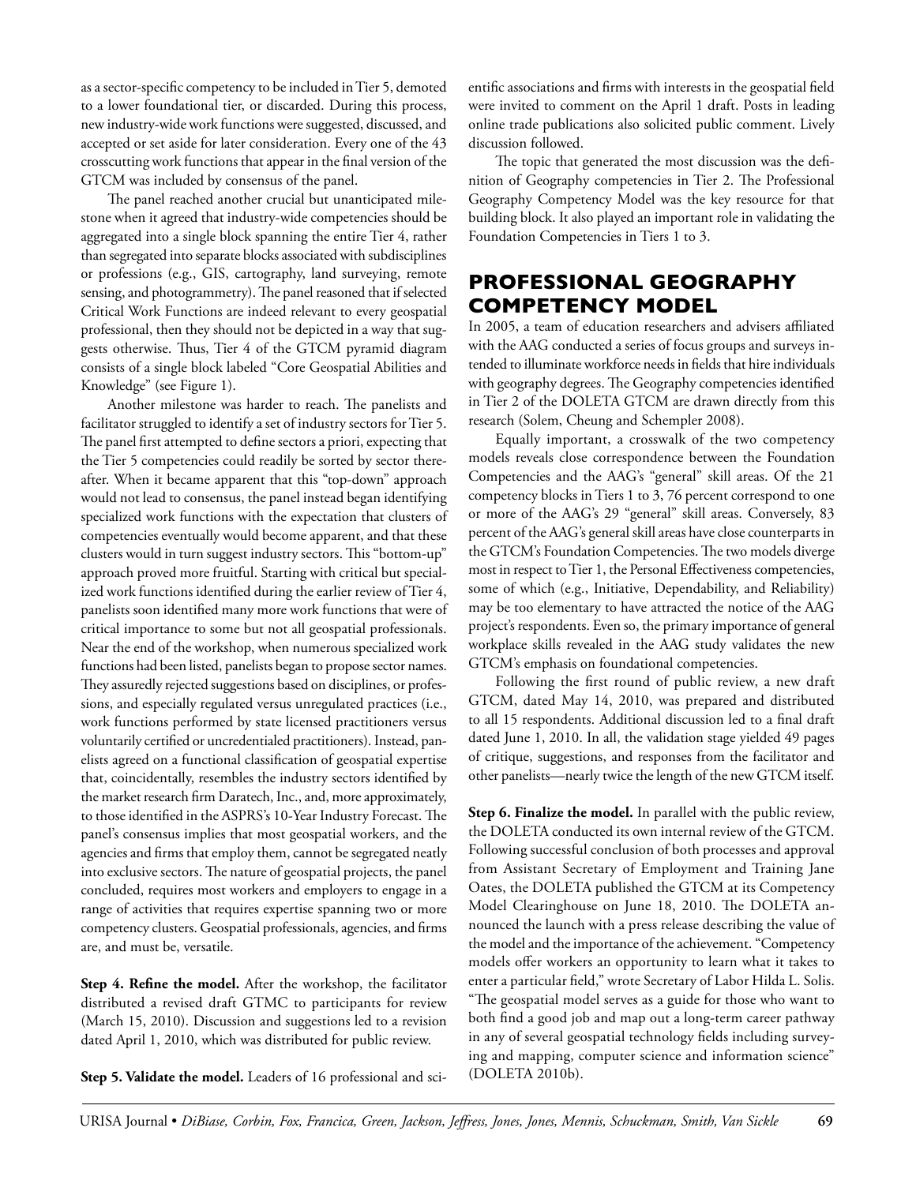as a sector-specific competency to be included in Tier 5, demoted to a lower foundational tier, or discarded. During this process, new industry-wide work functions were suggested, discussed, and accepted or set aside for later consideration. Every one of the 43 crosscutting work functions that appear in the final version of the GTCM was included by consensus of the panel.

The panel reached another crucial but unanticipated milestone when it agreed that industry-wide competencies should be aggregated into a single block spanning the entire Tier 4, rather than segregated into separate blocks associated with subdisciplines or professions (e.g., GIS, cartography, land surveying, remote sensing, and photogrammetry). The panel reasoned that if selected Critical Work Functions are indeed relevant to every geospatial professional, then they should not be depicted in a way that suggests otherwise. Thus, Tier 4 of the GTCM pyramid diagram consists of a single block labeled "Core Geospatial Abilities and Knowledge" (see Figure 1).

Another milestone was harder to reach. The panelists and facilitator struggled to identify a set of industry sectors for Tier 5. The panel first attempted to define sectors a priori, expecting that the Tier 5 competencies could readily be sorted by sector thereafter. When it became apparent that this "top-down" approach would not lead to consensus, the panel instead began identifying specialized work functions with the expectation that clusters of competencies eventually would become apparent, and that these clusters would in turn suggest industry sectors. This "bottom-up" approach proved more fruitful. Starting with critical but specialized work functions identified during the earlier review of Tier 4, panelists soon identified many more work functions that were of critical importance to some but not all geospatial professionals. Near the end of the workshop, when numerous specialized work functions had been listed, panelists began to propose sector names. They assuredly rejected suggestions based on disciplines, or professions, and especially regulated versus unregulated practices (i.e., work functions performed by state licensed practitioners versus voluntarily certified or uncredentialed practitioners). Instead, panelists agreed on a functional classification of geospatial expertise that, coincidentally, resembles the industry sectors identified by the market research firm Daratech, Inc., and, more approximately, to those identified in the ASPRS's 10-Year Industry Forecast. The panel's consensus implies that most geospatial workers, and the agencies and firms that employ them, cannot be segregated neatly into exclusive sectors. The nature of geospatial projects, the panel concluded, requires most workers and employers to engage in a range of activities that requires expertise spanning two or more competency clusters. Geospatial professionals, agencies, and firms are, and must be, versatile.

**Step 4. Refine the model.** After the workshop, the facilitator distributed a revised draft GTMC to participants for review (March 15, 2010). Discussion and suggestions led to a revision dated April 1, 2010, which was distributed for public review.

**Step 5. Validate the model.** Leaders of 16 professional and scientific associations and firms with interests in the geospatial field were invited to comment on the April 1 draft. Posts in leading online trade publications also solicited public comment. Lively discussion followed.

The topic that generated the most discussion was the definition of Geography competencies in Tier 2. The Professional Geography Competency Model was the key resource for that building block. It also played an important role in validating the Foundation Competencies in Tiers 1 to 3.

## PROFESSIONAL GEOGRAPHY COMPETENCY MODEL

In 2005, a team of education researchers and advisers affiliated with the AAG conducted a series of focus groups and surveys intended to illuminate workforce needs in fields that hire individuals with geography degrees. The Geography competencies identified in Tier 2 of the DOLETA GTCM are drawn directly from this research (Solem, Cheung and Schempler 2008).

Equally important, a crosswalk of the two competency models reveals close correspondence between the Foundation Competencies and the AAG's "general" skill areas. Of the 21 competency blocks in Tiers 1 to 3, 76 percent correspond to one or more of the AAG's 29 "general" skill areas. Conversely, 83 percent of the AAG's general skill areas have close counterparts in the GTCM's Foundation Competencies. The two models diverge most in respect to Tier 1, the Personal Effectiveness competencies, some of which (e.g., Initiative, Dependability, and Reliability) may be too elementary to have attracted the notice of the AAG project's respondents. Even so, the primary importance of general workplace skills revealed in the AAG study validates the new GTCM's emphasis on foundational competencies.

Following the first round of public review, a new draft GTCM, dated May 14, 2010, was prepared and distributed to all 15 respondents. Additional discussion led to a final draft dated June 1, 2010. In all, the validation stage yielded 49 pages of critique, suggestions, and responses from the facilitator and other panelists—nearly twice the length of the new GTCM itself.

**Step 6. Finalize the model.** In parallel with the public review, the DOLETA conducted its own internal review of the GTCM. Following successful conclusion of both processes and approval from Assistant Secretary of Employment and Training Jane Oates, the DOLETA published the GTCM at its Competency Model Clearinghouse on June 18, 2010. The DOLETA announced the launch with a press release describing the value of the model and the importance of the achievement. "Competency models offer workers an opportunity to learn what it takes to enter a particular field," wrote Secretary of Labor Hilda L. Solis. "The geospatial model serves as a guide for those who want to both find a good job and map out a long-term career pathway in any of several geospatial technology fields including surveying and mapping, computer science and information science" (DOLETA 2010b).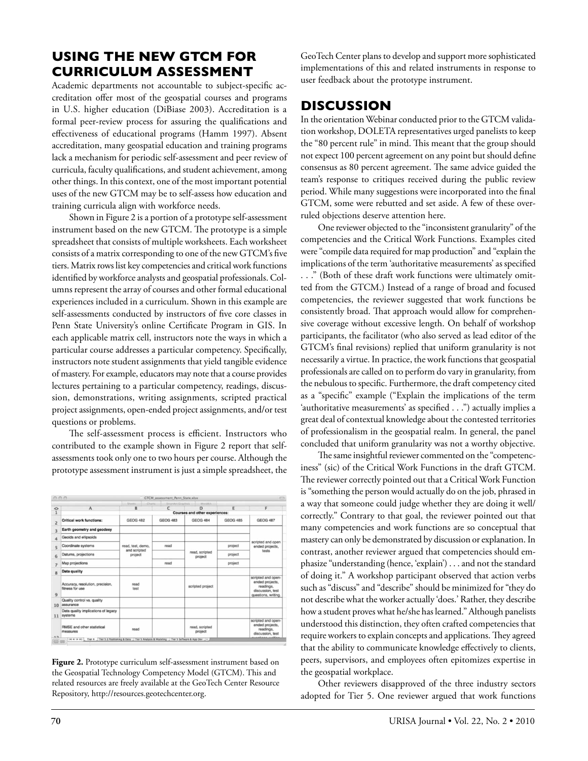## USING THE NEW GTCM FOR CURRICULUM ASSESSMENT

Academic departments not accountable to subject-specific accreditation offer most of the geospatial courses and programs in U.S. higher education (DiBiase 2003). Accreditation is a formal peer-review process for assuring the qualifications and effectiveness of educational programs (Hamm 1997). Absent accreditation, many geospatial education and training programs lack a mechanism for periodic self-assessment and peer review of curricula, faculty qualifications, and student achievement, among other things. In this context, one of the most important potential uses of the new GTCM may be to self-assess how education and training curricula align with workforce needs.

Shown in Figure 2 is a portion of a prototype self-assessment instrument based on the new GTCM. The prototype is a simple spreadsheet that consists of multiple worksheets. Each worksheet consists of a matrix corresponding to one of the new GTCM's five tiers. Matrix rows list key competencies and critical work functions identified by workforce analysts and geospatial professionals. Columns represent the array of courses and other formal educational experiences included in a curriculum. Shown in this example are self-assessments conducted by instructors of five core classes in Penn State University's online Certificate Program in GIS. In each applicable matrix cell, instructors note the ways in which a particular course addresses a particular competency. Specifically, instructors note student assignments that yield tangible evidence of mastery. For example, educators may note that a course provides lectures pertaining to a particular competency, readings, discussion, demonstrations, writing assignments, scripted practical project assignments, open-ended project assignments, and/or test questions or problems.

The self-assessment process is efficient. Instructors who contributed to the example shown in Figure 2 report that self-assessments took only one to two hours per course. Although the prototype assessment instrument is just a simple spreadsheet, the GeoTech Center plans to develop and support more sophisticated implementations of this and related instruments in response to user feedback about the prototype instrument.

| | Courses and other experiences: | | | | |
|---|---|---|---|---|---|
| **Critical work functions:** | GEOG 482 | GEOG 483 | GEOG 484 | GEOG 485 | GEOG 487 |
| **Earth geometry and geodesy** | | | | | |
| Geoids and ellipsoids | read, test, demo, and scripted project | | | | scripted and open ended projects, tests |
| Coordinate systems | | read | read, scripted project | project | |
| Datums, projections | | | | project | |
| Map projections | | read | | project | |
| **Data quality** | | | | | |
| Accuracy, resolution, precision, fitness for use | read test | | scripted project | | scripted and open-ended projects, readings, discussion, test questions, writing. |
| Quality control vs. quality assurance | | | | | |
| Data quality implications of legacy systems | | | | | |
| RMSE and other statistical measures | read | | read, scripted project | | scripted and open-ended projects, readings, discussion, test |

**Figure 2.** Prototype curriculum self-assessment instrument based on the Geospatial Technology Competency Model (GTCM). This and related resources are freely available at the GeoTech Center Resource Repository, http://resources.geotechcenter.org.

## DISCUSSION

In the orientation Webinar conducted prior to the GTCM validation workshop, DOLETA representatives urged panelists to keep the "80 percent rule" in mind. This meant that the group should not expect 100 percent agreement on any point but should define consensus as 80 percent agreement. The same advice guided the team's response to critiques received during the public review period. While many suggestions were incorporated into the final GTCM, some were rebutted and set aside. A few of these overruled objections deserve attention here.

One reviewer objected to the "inconsistent granularity" of the competencies and the Critical Work Functions. Examples cited were "compile data required for map production" and "explain the implications of the term 'authoritative measurements' as specified . . ." (Both of these draft work functions were ultimately omitted from the GTCM.) Instead of a range of broad and focused competencies, the reviewer suggested that work functions be consistently broad. That approach would allow for comprehensive coverage without excessive length. On behalf of workshop participants, the facilitator (who also served as lead editor of the GTCM's final revisions) replied that uniform granularity is not necessarily a virtue. In practice, the work functions that geospatial professionals are called on to perform do vary in granularity, from the nebulous to specific. Furthermore, the draft competency cited as a "specific" example ("Explain the implications of the term 'authoritative measurements' as specified . . .") actually implies a great deal of contextual knowledge about the contested territories of professionalism in the geospatial realm. In general, the panel concluded that uniform granularity was not a worthy objective.

The same insightful reviewer commented on the "competenciness" (sic) of the Critical Work Functions in the draft GTCM. The reviewer correctly pointed out that a Critical Work Function is "something the person would actually do on the job, phrased in a way that someone could judge whether they are doing it well/correctly." Contrary to that goal, the reviewer pointed out that many competencies and work functions are so conceptual that mastery can only be demonstrated by discussion or explanation. In contrast, another reviewer argued that competencies should emphasize "understanding (hence, 'explain') . . . and not the standard of doing it." A workshop participant observed that action verbs such as "discuss" and "describe" should be minimized for "they do not describe what the worker actually 'does.' Rather, they describe how a student proves what he/she has learned." Although panelists understood this distinction, they often crafted competencies that require workers to explain concepts and applications. They agreed that the ability to communicate knowledge effectively to clients, peers, supervisors, and employees often epitomizes expertise in the geospatial workplace.

Other reviewers disapproved of the three industry sectors adopted for Tier 5. One reviewer argued that work functions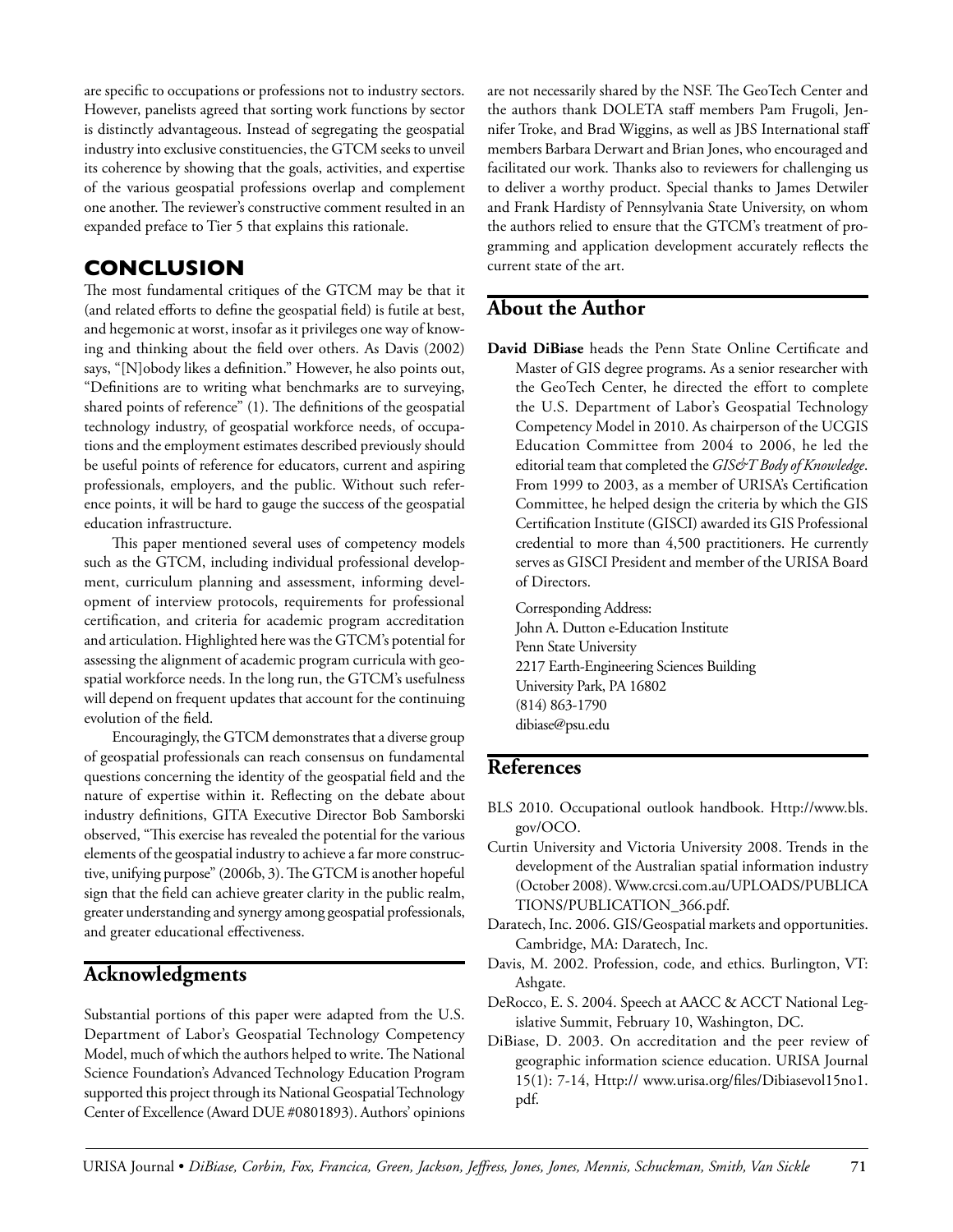are specific to occupations or professions not to industry sectors. However, panelists agreed that sorting work functions by sector is distinctly advantageous. Instead of segregating the geospatial industry into exclusive constituencies, the GTCM seeks to unveil its coherence by showing that the goals, activities, and expertise of the various geospatial professions overlap and complement one another. The reviewer's constructive comment resulted in an expanded preface to Tier 5 that explains this rationale.

## CONCLUSION

The most fundamental critiques of the GTCM may be that it (and related efforts to define the geospatial field) is futile at best, and hegemonic at worst, insofar as it privileges one way of knowing and thinking about the field over others. As Davis (2002) says, "[N]obody likes a definition." However, he also points out, "Definitions are to writing what benchmarks are to surveying, shared points of reference" (1). The definitions of the geospatial technology industry, of geospatial workforce needs, of occupations and the employment estimates described previously should be useful points of reference for educators, current and aspiring professionals, employers, and the public. Without such reference points, it will be hard to gauge the success of the geospatial education infrastructure.

This paper mentioned several uses of competency models such as the GTCM, including individual professional development, curriculum planning and assessment, informing development of interview protocols, requirements for professional certification, and criteria for academic program accreditation and articulation. Highlighted here was the GTCM's potential for assessing the alignment of academic program curricula with geospatial workforce needs. In the long run, the GTCM's usefulness will depend on frequent updates that account for the continuing evolution of the field.

Encouragingly, the GTCM demonstrates that a diverse group of geospatial professionals can reach consensus on fundamental questions concerning the identity of the geospatial field and the nature of expertise within it. Reflecting on the debate about industry definitions, GITA Executive Director Bob Samborski observed, "This exercise has revealed the potential for the various elements of the geospatial industry to achieve a far more constructive, unifying purpose" (2006b, 3). The GTCM is another hopeful sign that the field can achieve greater clarity in the public realm, greater understanding and synergy among geospatial professionals, and greater educational effectiveness.

## Acknowledgments

Substantial portions of this paper were adapted from the U.S. Department of Labor's Geospatial Technology Competency Model, much of which the authors helped to write. The National Science Foundation's Advanced Technology Education Program supported this project through its National Geospatial Technology Center of Excellence (Award DUE #0801893). Authors' opinions are not necessarily shared by the NSF. The GeoTech Center and the authors thank DOLETA staff members Pam Frugoli, Jennifer Troke, and Brad Wiggins, as well as JBS International staff members Barbara Derwart and Brian Jones, who encouraged and facilitated our work. Thanks also to reviewers for challenging us to deliver a worthy product. Special thanks to James Detwiler and Frank Hardisty of Pennsylvania State University, on whom the authors relied to ensure that the GTCM's treatment of programming and application development accurately reflects the current state of the art.

## About the Author

**David DiBiase** heads the Penn State Online Certificate and Master of GIS degree programs. As a senior researcher with the GeoTech Center, he directed the effort to complete the U.S. Department of Labor's Geospatial Technology Competency Model in 2010. As chairperson of the UCGIS Education Committee from 2004 to 2006, he led the editorial team that completed the *GIS&T Body of Knowledge*. From 1999 to 2003, as a member of URISA's Certification Committee, he helped design the criteria by which the GIS Certification Institute (GISCI) awarded its GIS Professional credential to more than 4,500 practitioners. He currently serves as GISCI President and member of the URISA Board of Directors.

Corresponding Address:
John A. Dutton e-Education Institute
Penn State University
2217 Earth-Engineering Sciences Building
University Park, PA 16802
(814) 863-1790
dibiase@psu.edu

## References

BLS 2010. Occupational outlook handbook. Http://www.bls.gov/OCO.

Curtin University and Victoria University 2008. Trends in the development of the Australian spatial information industry (October 2008). Www.crcsi.com.au/UPLOADS/PUBLICATIONS/PUBLICATION_366.pdf.

Daratech, Inc. 2006. GIS/Geospatial markets and opportunities. Cambridge, MA: Daratech, Inc.

Davis, M. 2002. Profession, code, and ethics. Burlington, VT: Ashgate.

DeRocco, E. S. 2004. Speech at AACC & ACCT National Legislative Summit, February 10, Washington, DC.

DiBiase, D. 2003. On accreditation and the peer review of geographic information science education. URISA Journal 15(1): 7-14, Http:// www.urisa.org/files/Dibiasevol15no1.pdf.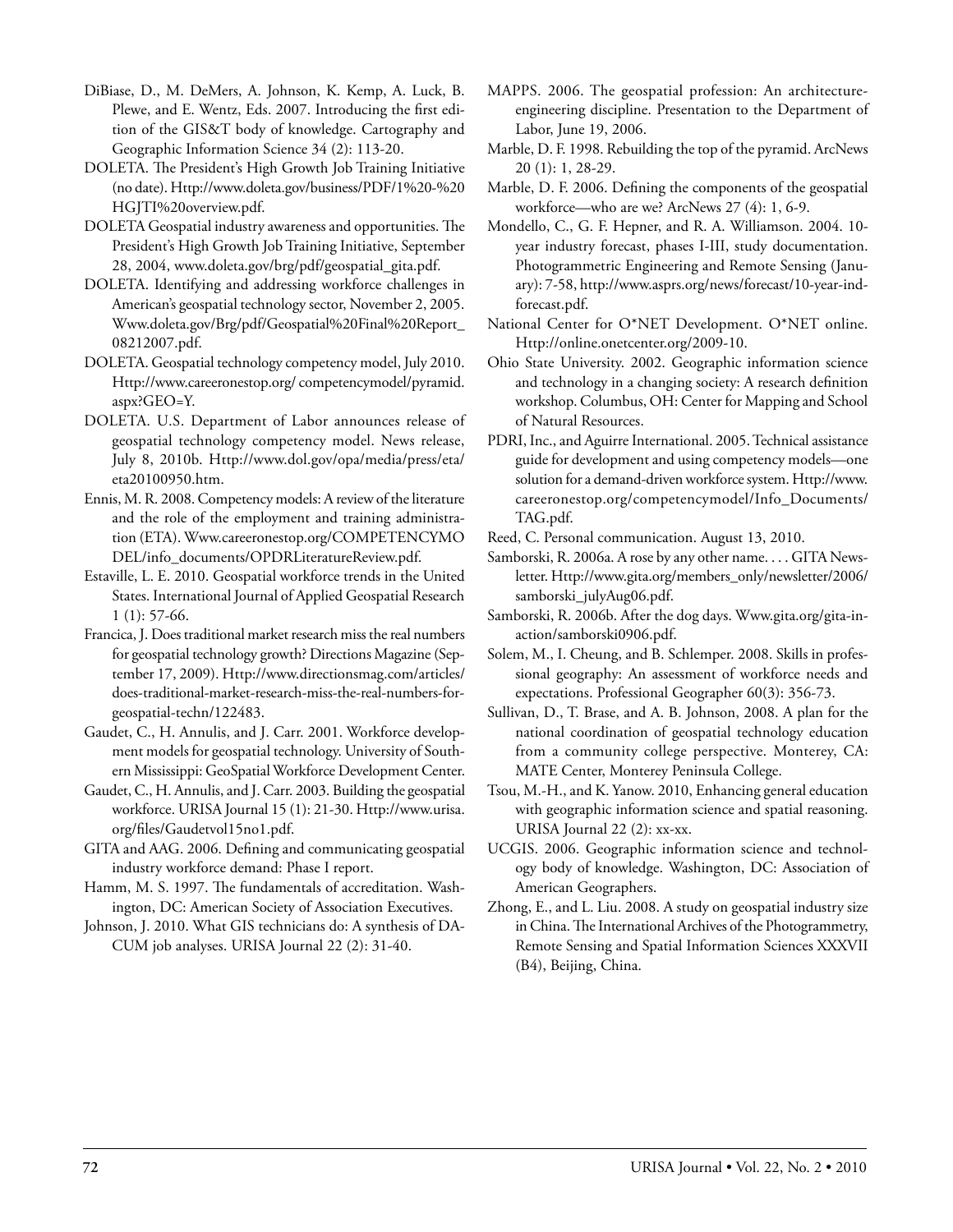DiBiase, D., M. DeMers, A. Johnson, K. Kemp, A. Luck, B. Plewe, and E. Wentz, Eds. 2007. Introducing the first edition of the GIS&T body of knowledge. Cartography and Geographic Information Science 34 (2): 113-20.

DOLETA. The President's High Growth Job Training Initiative (no date). Http://www.doleta.gov/business/PDF/1%20-%20HGJTI%20overview.pdf.

DOLETA Geospatial industry awareness and opportunities. The President's High Growth Job Training Initiative, September 28, 2004, www.doleta.gov/brg/pdf/geospatial_gita.pdf.

DOLETA. Identifying and addressing workforce challenges in American's geospatial technology sector, November 2, 2005. Www.doleta.gov/Brg/pdf/Geospatial%20Final%20Report_08212007.pdf.

DOLETA. Geospatial technology competency model, July 2010. Http://www.careeronestop.org/ competencymodel/pyramid.aspx?GEO=Y.

DOLETA. U.S. Department of Labor announces release of geospatial technology competency model. News release, July 8, 2010b. Http://www.dol.gov/opa/media/press/eta/eta20100950.htm.

Ennis, M. R. 2008. Competency models: A review of the literature and the role of the employment and training administration (ETA). Www.careeronestop.org/COMPETENCYMODEL/info_documents/OPDRLiteratureReview.pdf.

Estaville, L. E. 2010. Geospatial workforce trends in the United States. International Journal of Applied Geospatial Research 1 (1): 57-66.

Francica, J. Does traditional market research miss the real numbers for geospatial technology growth? Directions Magazine (September 17, 2009). Http://www.directionsmag.com/articles/does-traditional-market-research-miss-the-real-numbers-for-geospatial-techn/122483.

Gaudet, C., H. Annulis, and J. Carr. 2001. Workforce development models for geospatial technology. University of Southern Mississippi: GeoSpatial Workforce Development Center.

Gaudet, C., H. Annulis, and J. Carr. 2003. Building the geospatial workforce. URISA Journal 15 (1): 21-30. Http://www.urisa.org/files/Gaudetvol15no1.pdf.

GITA and AAG. 2006. Defining and communicating geospatial industry workforce demand: Phase I report.

Hamm, M. S. 1997. The fundamentals of accreditation. Washington, DC: American Society of Association Executives.

Johnson, J. 2010. What GIS technicians do: A synthesis of DACUM job analyses. URISA Journal 22 (2): 31-40.

MAPPS. 2006. The geospatial profession: An architecture-engineering discipline. Presentation to the Department of Labor, June 19, 2006.

Marble, D. F. 1998. Rebuilding the top of the pyramid. ArcNews 20 (1): 1, 28-29.

Marble, D. F. 2006. Defining the components of the geospatial workforce—who are we? ArcNews 27 (4): 1, 6-9.

Mondello, C., G. F. Hepner, and R. A. Williamson. 2004. 10-year industry forecast, phases I-III, study documentation. Photogrammetric Engineering and Remote Sensing (January): 7-58, http://www.asprs.org/news/forecast/10-year-ind-forecast.pdf.

National Center for O*NET Development. O*NET online. Http://online.onetcenter.org/2009-10.

Ohio State University. 2002. Geographic information science and technology in a changing society: A research definition workshop. Columbus, OH: Center for Mapping and School of Natural Resources.

PDRI, Inc., and Aguirre International. 2005. Technical assistance guide for development and using competency models—one solution for a demand-driven workforce system. Http://www.careeronestop.org/competencymodel/Info_Documents/TAG.pdf.

Reed, C. Personal communication. August 13, 2010.

Samborski, R. 2006a. A rose by any other name. . . . GITA Newsletter. Http://www.gita.org/members_only/newsletter/2006/samborski_julyAug06.pdf.

Samborski, R. 2006b. After the dog days. Www.gita.org/gita-in-action/samborski0906.pdf.

Solem, M., I. Cheung, and B. Schlemper. 2008. Skills in professional geography: An assessment of workforce needs and expectations. Professional Geographer 60(3): 356-73.

Sullivan, D., T. Brase, and A. B. Johnson, 2008. A plan for the national coordination of geospatial technology education from a community college perspective. Monterey, CA: MATE Center, Monterey Peninsula College.

Tsou, M.-H., and K. Yanow. 2010, Enhancing general education with geographic information science and spatial reasoning. URISA Journal 22 (2): xx-xx.

UCGIS. 2006. Geographic information science and technology body of knowledge. Washington, DC: Association of American Geographers.

Zhong, E., and L. Liu. 2008. A study on geospatial industry size in China. The International Archives of the Photogrammetry, Remote Sensing and Spatial Information Sciences XXXVII (B4), Beijing, China.